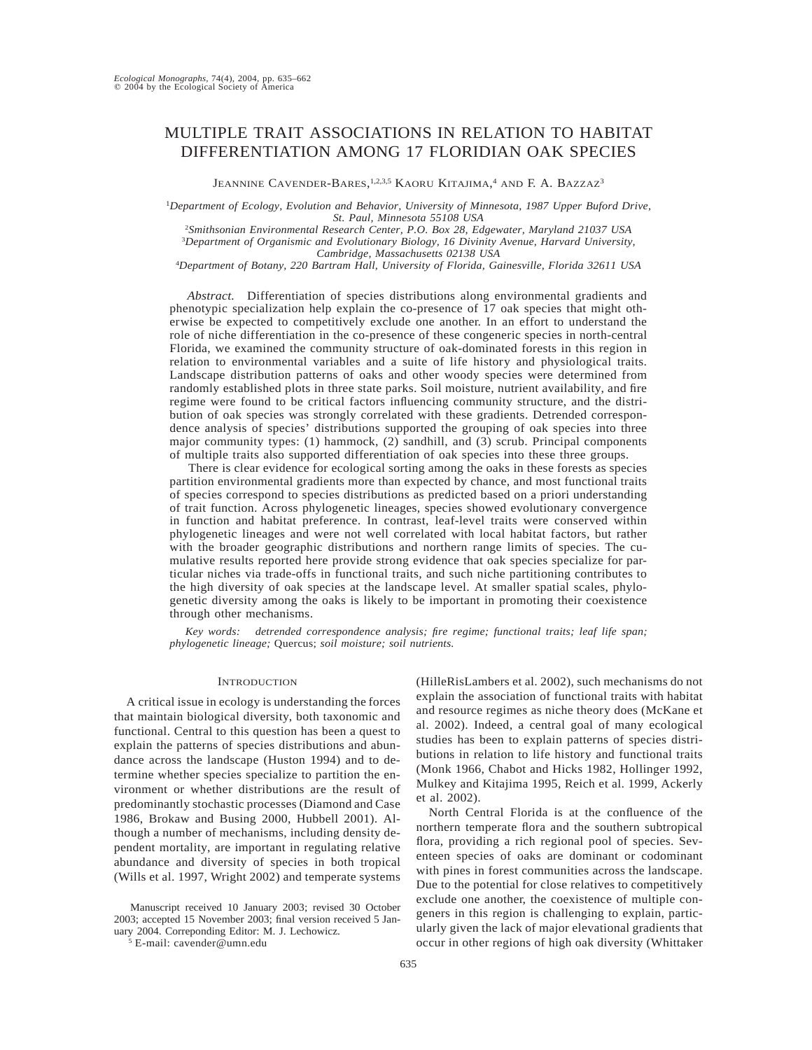# MULTIPLE TRAIT ASSOCIATIONS IN RELATION TO HABITAT DIFFERENTIATION AMONG 17 FLORIDIAN OAK SPECIES

JEANNINE CAVENDER-BARES,[1,2,3,5] KAORU KITAJIMA,[4] AND F. A. BAZZAZ[3]

[1]*Department of Ecology, Evolution and Behavior, University of Minnesota, 1987 Upper Buford Drive, St. Paul, Minnesota 55108 USA*
[2]*Smithsonian Environmental Research Center, P.O. Box 28, Edgewater, Maryland 21037 USA*
[3]*Department of Organismic and Evolutionary Biology, 16 Divinity Avenue, Harvard University, Cambridge, Massachusetts 02138 USA*
[4]*Department of Botany, 220 Bartram Hall, University of Florida, Gainesville, Florida 32611 USA*

*Abstract.* Differentiation of species distributions along environmental gradients and phenotypic specialization help explain the co-presence of 17 oak species that might otherwise be expected to competitively exclude one another. In an effort to understand the role of niche differentiation in the co-presence of these congeneric species in north-central Florida, we examined the community structure of oak-dominated forests in this region in relation to environmental variables and a suite of life history and physiological traits. Landscape distribution patterns of oaks and other woody species were determined from randomly established plots in three state parks. Soil moisture, nutrient availability, and fire regime were found to be critical factors influencing community structure, and the distribution of oak species was strongly correlated with these gradients. Detrended correspondence analysis of species' distributions supported the grouping of oak species into three major community types: (1) hammock, (2) sandhill, and (3) scrub. Principal components of multiple traits also supported differentiation of oak species into these three groups.

There is clear evidence for ecological sorting among the oaks in these forests as species partition environmental gradients more than expected by chance, and most functional traits of species correspond to species distributions as predicted based on a priori understanding of trait function. Across phylogenetic lineages, species showed evolutionary convergence in function and habitat preference. In contrast, leaf-level traits were conserved within phylogenetic lineages and were not well correlated with local habitat factors, but rather with the broader geographic distributions and northern range limits of species. The cumulative results reported here provide strong evidence that oak species specialize for particular niches via trade-offs in functional traits, and such niche partitioning contributes to the high diversity of oak species at the landscape level. At smaller spatial scales, phylogenetic diversity among the oaks is likely to be important in promoting their coexistence through other mechanisms.

*Key words: detrended correspondence analysis; fire regime; functional traits; leaf life span; phylogenetic lineage;* Quercus; *soil moisture; soil nutrients.*

## INTRODUCTION

A critical issue in ecology is understanding the forces that maintain biological diversity, both taxonomic and functional. Central to this question has been a quest to explain the patterns of species distributions and abundance across the landscape (Huston 1994) and to determine whether species specialize to partition the environment or whether distributions are the result of predominantly stochastic processes (Diamond and Case 1986, Brokaw and Busing 2000, Hubbell 2001). Although a number of mechanisms, including density dependent mortality, are important in regulating relative abundance and diversity of species in both tropical (Wills et al. 1997, Wright 2002) and temperate systems (HilleRisLambers et al. 2002), such mechanisms do not explain the association of functional traits with habitat and resource regimes as niche theory does (McKane et al. 2002). Indeed, a central goal of many ecological studies has been to explain patterns of species distributions in relation to life history and functional traits (Monk 1966, Chabot and Hicks 1982, Hollinger 1992, Mulkey and Kitajima 1995, Reich et al. 1999, Ackerly et al. 2002).

North Central Florida is at the confluence of the northern temperate flora and the southern subtropical flora, providing a rich regional pool of species. Seventeen species of oaks are dominant or codominant with pines in forest communities across the landscape. Due to the potential for close relatives to competitively exclude one another, the coexistence of multiple congeners in this region is challenging to explain, particularly given the lack of major elevational gradients that occur in other regions of high oak diversity (Whittaker

Manuscript received 10 January 2003; revised 30 October 2003; accepted 15 November 2003; final version received 5 January 2004. Correponding Editor: M. J. Lechowicz.

[5] E-mail: cavender@umn.edu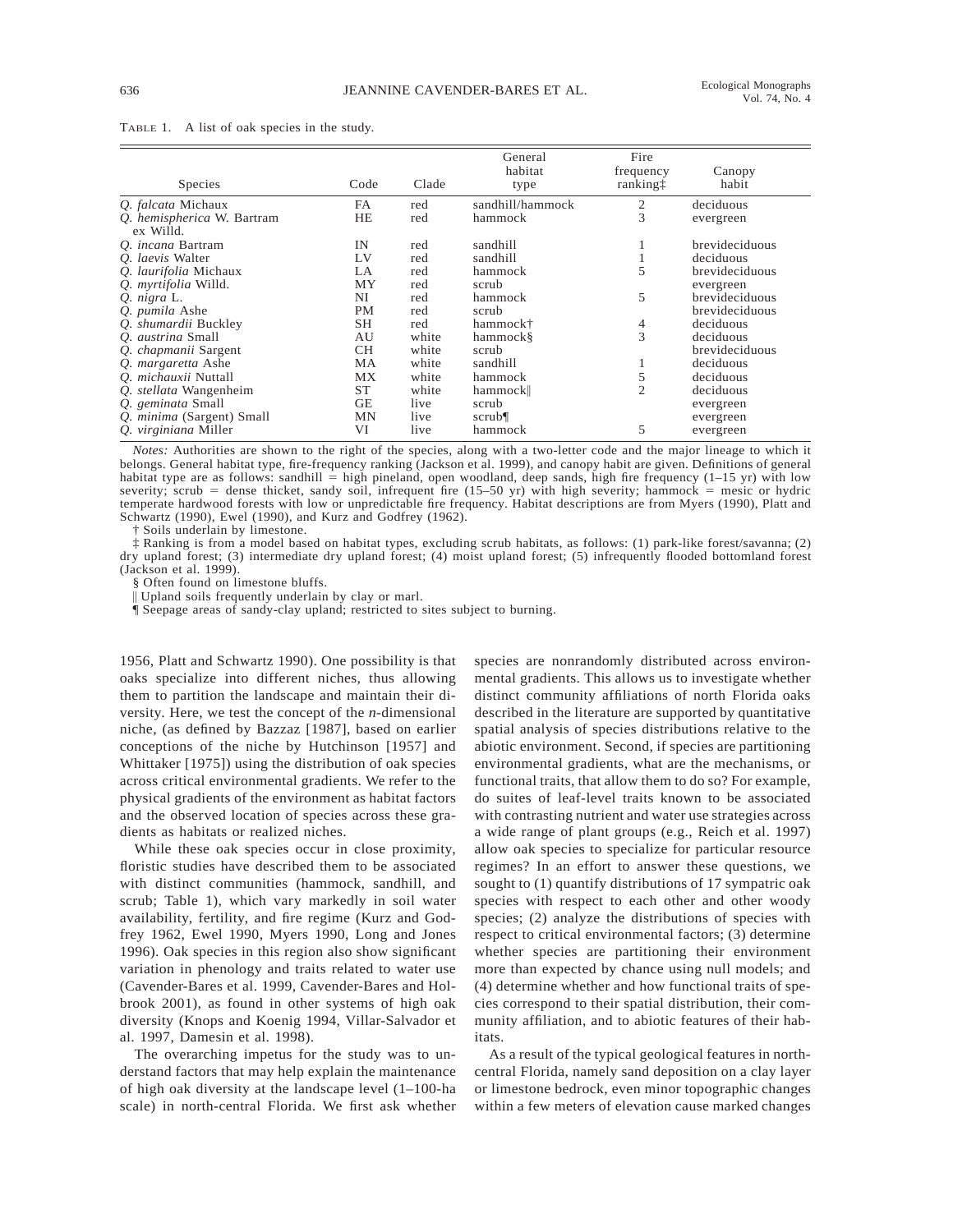TABLE 1. A list of oak species in the study.

| Species | Code | Clade | General habitat type | Fire frequency ranking‡ | Canopy habit |
|---|---|---|---|---|---|
| *Q. falcata* Michaux | FA | red | sandhill/hammock | 2 | deciduous |
| *Q. hemispherica* W. Bartram ex Willd. | HE | red | hammock | 3 | evergreen |
| *Q. incana* Bartram | IN | red | sandhill | 1 | brevideciduous |
| *Q. laevis* Walter | LV | red | sandhill | 1 | deciduous |
| *Q. laurifolia* Michaux | LA | red | hammock | 5 | brevideciduous |
| *Q. myrtifolia* Willd. | MY | red | scrub | | evergreen |
| *Q. nigra* L. | NI | red | hammock | 5 | brevideciduous |
| *Q. pumila* Ashe | PM | red | scrub | | brevideciduous |
| *Q. shumardii* Buckley | SH | red | hammock† | 4 | deciduous |
| *Q. austrina* Small | AU | white | hammock§ | 3 | deciduous |
| *Q. chapmanii* Sargent | CH | white | scrub | | brevideciduous |
| *Q. margaretta* Ashe | MA | white | sandhill | 1 | deciduous |
| *Q. michauxii* Nuttall | MX | white | hammock | 5 | deciduous |
| *Q. stellata* Wangenheim | ST | white | hammock‖ | 2 | deciduous |
| *Q. geminata* Small | GE | live | scrub | | evergreen |
| *Q. minima* (Sargent) Small | MN | live | scrub¶ | | evergreen |
| *Q. virginiana* Miller | VI | live | hammock | 5 | evergreen |

*Notes:* Authorities are shown to the right of the species, along with a two-letter code and the major lineage to which it belongs. General habitat type, fire-frequency ranking (Jackson et al. 1999), and canopy habit are given. Definitions of general habitat type are as follows: sandhill = high pineland, open woodland, deep sands, high fire frequency (1–15 yr) with low severity; scrub = dense thicket, sandy soil, infrequent fire (15–50 yr) with high severity; hammock = mesic or hydric temperate hardwood forests with low or unpredictable fire frequency. Habitat descriptions are from Myers (1990), Platt and Schwartz (1990), Ewel (1990), and Kurz and Godfrey (1962).

† Soils underlain by limestone.

‡ Ranking is from a model based on habitat types, excluding scrub habitats, as follows: (1) park-like forest/savanna; (2) dry upland forest; (3) intermediate dry upland forest; (4) moist upland forest; (5) infrequently flooded bottomland forest (Jackson et al. 1999).

§ Often found on limestone bluffs.

‖ Upland soils frequently underlain by clay or marl.

¶ Seepage areas of sandy-clay upland; restricted to sites subject to burning.

1956, Platt and Schwartz 1990). One possibility is that oaks specialize into different niches, thus allowing them to partition the landscape and maintain their diversity. Here, we test the concept of the *n*-dimensional niche, (as defined by Bazzaz [1987], based on earlier conceptions of the niche by Hutchinson [1957] and Whittaker [1975]) using the distribution of oak species across critical environmental gradients. We refer to the physical gradients of the environment as habitat factors and the observed location of species across these gradients as habitats or realized niches.

While these oak species occur in close proximity, floristic studies have described them to be associated with distinct communities (hammock, sandhill, and scrub; Table 1), which vary markedly in soil water availability, fertility, and fire regime (Kurz and Godfrey 1962, Ewel 1990, Myers 1990, Long and Jones 1996). Oak species in this region also show significant variation in phenology and traits related to water use (Cavender-Bares et al. 1999, Cavender-Bares and Holbrook 2001), as found in other systems of high oak diversity (Knops and Koenig 1994, Villar-Salvador et al. 1997, Damesin et al. 1998).

The overarching impetus for the study was to understand factors that may help explain the maintenance of high oak diversity at the landscape level (1–100-ha scale) in north-central Florida. We first ask whether species are nonrandomly distributed across environmental gradients. This allows us to investigate whether distinct community affiliations of north Florida oaks described in the literature are supported by quantitative spatial analysis of species distributions relative to the abiotic environment. Second, if species are partitioning environmental gradients, what are the mechanisms, or functional traits, that allow them to do so? For example, do suites of leaf-level traits known to be associated with contrasting nutrient and water use strategies across a wide range of plant groups (e.g., Reich et al. 1997) allow oak species to specialize for particular resource regimes? In an effort to answer these questions, we sought to (1) quantify distributions of 17 sympatric oak species with respect to each other and other woody species; (2) analyze the distributions of species with respect to critical environmental factors; (3) determine whether species are partitioning their environment more than expected by chance using null models; and (4) determine whether and how functional traits of species correspond to their spatial distribution, their community affiliation, and to abiotic features of their habitats.

As a result of the typical geological features in north-central Florida, namely sand deposition on a clay layer or limestone bedrock, even minor topographic changes within a few meters of elevation cause marked changes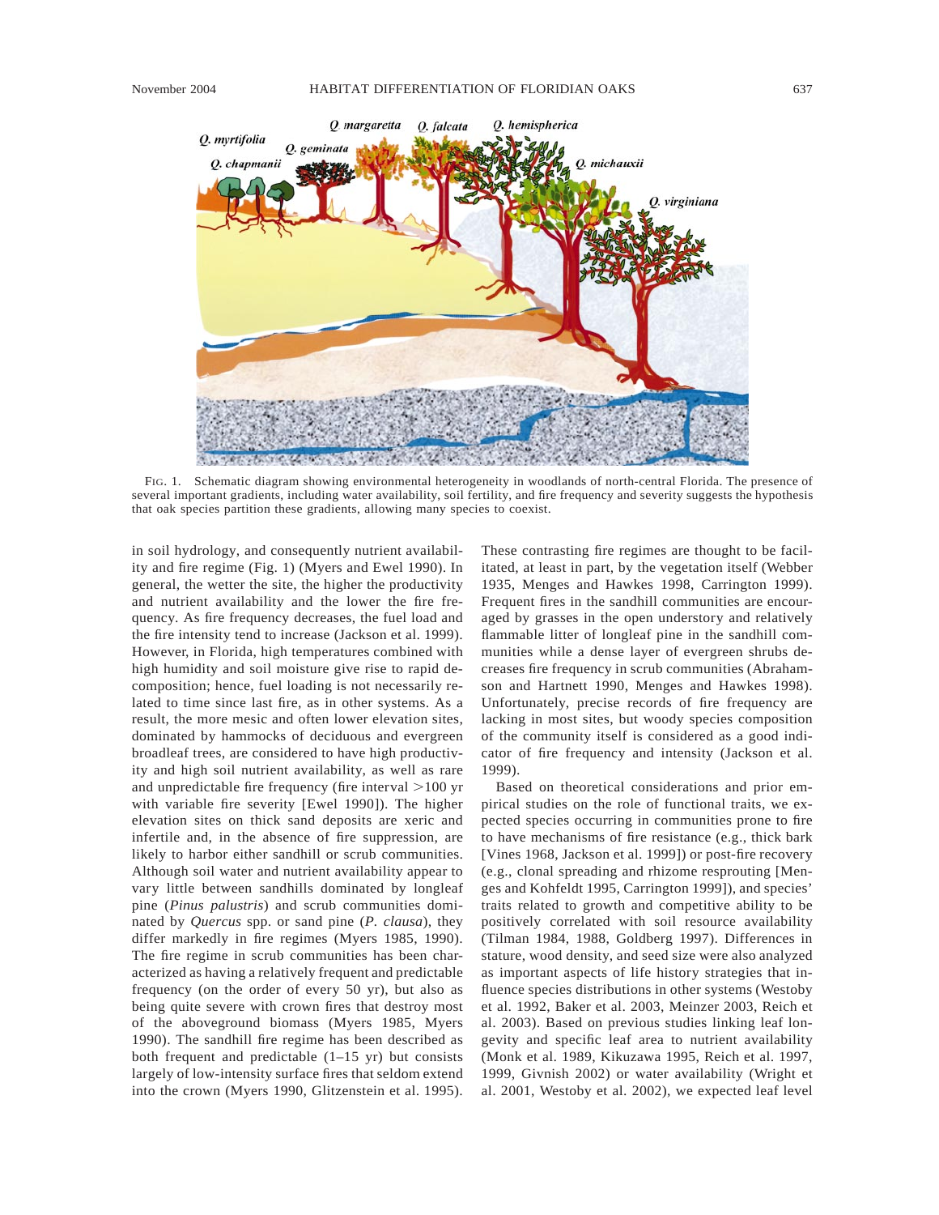FIG. 1. Schematic diagram showing environmental heterogeneity in woodlands of north-central Florida. The presence of several important gradients, including water availability, soil fertility, and fire frequency and severity suggests the hypothesis that oak species partition these gradients, allowing many species to coexist.

in soil hydrology, and consequently nutrient availability and fire regime (Fig. 1) (Myers and Ewel 1990). In general, the wetter the site, the higher the productivity and nutrient availability and the lower the fire frequency. As fire frequency decreases, the fuel load and the fire intensity tend to increase (Jackson et al. 1999). However, in Florida, high temperatures combined with high humidity and soil moisture give rise to rapid decomposition; hence, fuel loading is not necessarily related to time since last fire, as in other systems. As a result, the more mesic and often lower elevation sites, dominated by hammocks of deciduous and evergreen broadleaf trees, are considered to have high productivity and high soil nutrient availability, as well as rare and unpredictable fire frequency (fire interval >100 yr with variable fire severity [Ewel 1990]). The higher elevation sites on thick sand deposits are xeric and infertile and, in the absence of fire suppression, are likely to harbor either sandhill or scrub communities. Although soil water and nutrient availability appear to vary little between sandhills dominated by longleaf pine (*Pinus palustris*) and scrub communities dominated by *Quercus* spp. or sand pine (*P. clausa*), they differ markedly in fire regimes (Myers 1985, 1990). The fire regime in scrub communities has been characterized as having a relatively frequent and predictable frequency (on the order of every 50 yr), but also as being quite severe with crown fires that destroy most of the aboveground biomass (Myers 1985, Myers 1990). The sandhill fire regime has been described as both frequent and predictable (1–15 yr) but consists largely of low-intensity surface fires that seldom extend into the crown (Myers 1990, Glitzenstein et al. 1995). These contrasting fire regimes are thought to be facilitated, at least in part, by the vegetation itself (Webber 1935, Menges and Hawkes 1998, Carrington 1999). Frequent fires in the sandhill communities are encouraged by grasses in the open understory and relatively flammable litter of longleaf pine in the sandhill communities while a dense layer of evergreen shrubs decreases fire frequency in scrub communities (Abrahamson and Hartnett 1990, Menges and Hawkes 1998). Unfortunately, precise records of fire frequency are lacking in most sites, but woody species composition of the community itself is considered as a good indicator of fire frequency and intensity (Jackson et al. 1999).

Based on theoretical considerations and prior empirical studies on the role of functional traits, we expected species occurring in communities prone to fire to have mechanisms of fire resistance (e.g., thick bark [Vines 1968, Jackson et al. 1999]) or post-fire recovery (e.g., clonal spreading and rhizome resprouting [Menges and Kohfeldt 1995, Carrington 1999]), and species' traits related to growth and competitive ability to be positively correlated with soil resource availability (Tilman 1984, 1988, Goldberg 1997). Differences in stature, wood density, and seed size were also analyzed as important aspects of life history strategies that influence species distributions in other systems (Westoby et al. 1992, Baker et al. 2003, Meinzer 2003, Reich et al. 2003). Based on previous studies linking leaf longevity and specific leaf area to nutrient availability (Monk et al. 1989, Kikuzawa 1995, Reich et al. 1997, 1999, Givnish 2002) or water availability (Wright et al. 2001, Westoby et al. 2002), we expected leaf level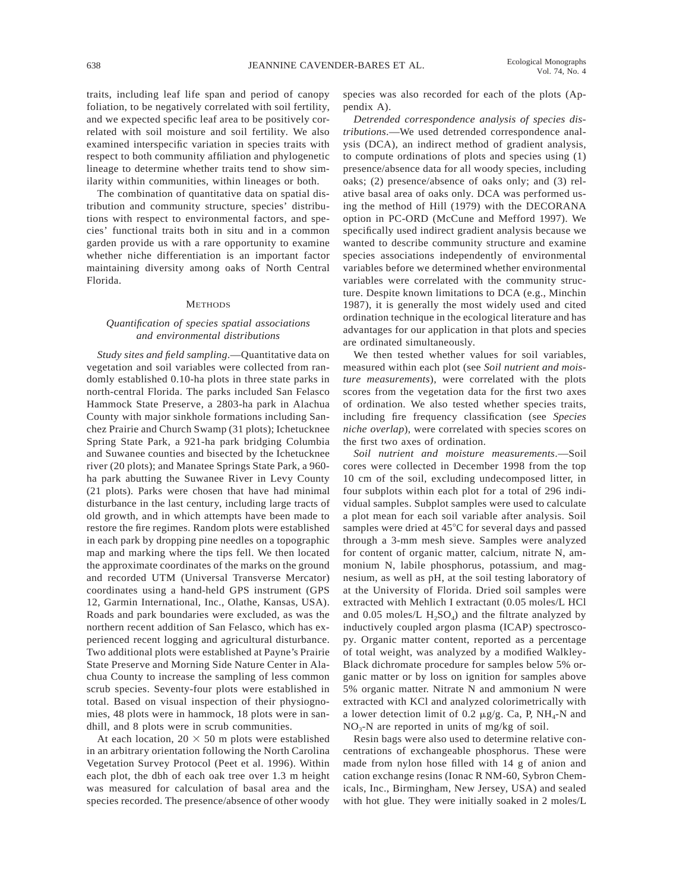traits, including leaf life span and period of canopy foliation, to be negatively correlated with soil fertility, and we expected specific leaf area to be positively correlated with soil moisture and soil fertility. We also examined interspecific variation in species traits with respect to both community affiliation and phylogenetic lineage to determine whether traits tend to show similarity within communities, within lineages or both.

The combination of quantitative data on spatial distribution and community structure, species' distributions with respect to environmental factors, and species' functional traits both in situ and in a common garden provide us with a rare opportunity to examine whether niche differentiation is an important factor maintaining diversity among oaks of North Central Florida.

## Methods

### *Quantification of species spatial associations and environmental distributions*

*Study sites and field sampling*.—Quantitative data on vegetation and soil variables were collected from randomly established 0.10-ha plots in three state parks in north-central Florida. The parks included San Felasco Hammock State Preserve, a 2803-ha park in Alachua County with major sinkhole formations including Sanchez Prairie and Church Swamp (31 plots); Ichetucknee Spring State Park, a 921-ha park bridging Columbia and Suwanee counties and bisected by the Ichetucknee river (20 plots); and Manatee Springs State Park, a 960-ha park abutting the Suwanee River in Levy County (21 plots). Parks were chosen that have had minimal disturbance in the last century, including large tracts of old growth, and in which attempts have been made to restore the fire regimes. Random plots were established in each park by dropping pine needles on a topographic map and marking where the tips fell. We then located the approximate coordinates of the marks on the ground and recorded UTM (Universal Transverse Mercator) coordinates using a hand-held GPS instrument (GPS 12, Garmin International, Inc., Olathe, Kansas, USA). Roads and park boundaries were excluded, as was the northern recent addition of San Felasco, which has experienced recent logging and agricultural disturbance. Two additional plots were established at Payne's Prairie State Preserve and Morning Side Nature Center in Alachua County to increase the sampling of less common scrub species. Seventy-four plots were established in total. Based on visual inspection of their physiognomies, 48 plots were in hammock, 18 plots were in sandhill, and 8 plots were in scrub communities.

At each location, $20 \times 50$ m plots were established in an arbitrary orientation following the North Carolina Vegetation Survey Protocol (Peet et al. 1996). Within each plot, the dbh of each oak tree over 1.3 m height was measured for calculation of basal area and the species recorded. The presence/absence of other woody species was also recorded for each of the plots (Appendix A).

*Detrended correspondence analysis of species distributions*.—We used detrended correspondence analysis (DCA), an indirect method of gradient analysis, to compute ordinations of plots and species using (1) presence/absence data for all woody species, including oaks; (2) presence/absence of oaks only; and (3) relative basal area of oaks only. DCA was performed using the method of Hill (1979) with the DECORANA option in PC-ORD (McCune and Mefford 1997). We specifically used indirect gradient analysis because we wanted to describe community structure and examine species associations independently of environmental variables before we determined whether environmental variables were correlated with the community structure. Despite known limitations to DCA (e.g., Minchin 1987), it is generally the most widely used and cited ordination technique in the ecological literature and has advantages for our application in that plots and species are ordinated simultaneously.

We then tested whether values for soil variables, measured within each plot (see *Soil nutrient and moisture measurements*), were correlated with the plots scores from the vegetation data for the first two axes of ordination. We also tested whether species traits, including fire frequency classification (see *Species niche overlap*), were correlated with species scores on the first two axes of ordination.

*Soil nutrient and moisture measurements*.—Soil cores were collected in December 1998 from the top 10 cm of the soil, excluding undecomposed litter, in four subplots within each plot for a total of 296 individual samples. Subplot samples were used to calculate a plot mean for each soil variable after analysis. Soil samples were dried at 45°C for several days and passed through a 3-mm mesh sieve. Samples were analyzed for content of organic matter, calcium, nitrate N, ammonium N, labile phosphorus, potassium, and magnesium, as well as pH, at the soil testing laboratory of at the University of Florida. Dried soil samples were extracted with Mehlich I extractant (0.05 moles/L HCl and 0.05 moles/L $H_2SO_4$) and the filtrate analyzed by inductively coupled argon plasma (ICAP) spectroscopy. Organic matter content, reported as a percentage of total weight, was analyzed by a modified Walkley-Black dichromate procedure for samples below 5% organic matter or by loss on ignition for samples above 5% organic matter. Nitrate N and ammonium N were extracted with KCl and analyzed colorimetrically with a lower detection limit of 0.2 μg/g. Ca, P, $NH_4$-N and $NO_3$-N are reported in units of mg/kg of soil.

Resin bags were also used to determine relative concentrations of exchangeable phosphorus. These were made from nylon hose filled with 14 g of anion and cation exchange resins (Ionac R NM-60, Sybron Chemicals, Inc., Birmingham, New Jersey, USA) and sealed with hot glue. They were initially soaked in 2 moles/L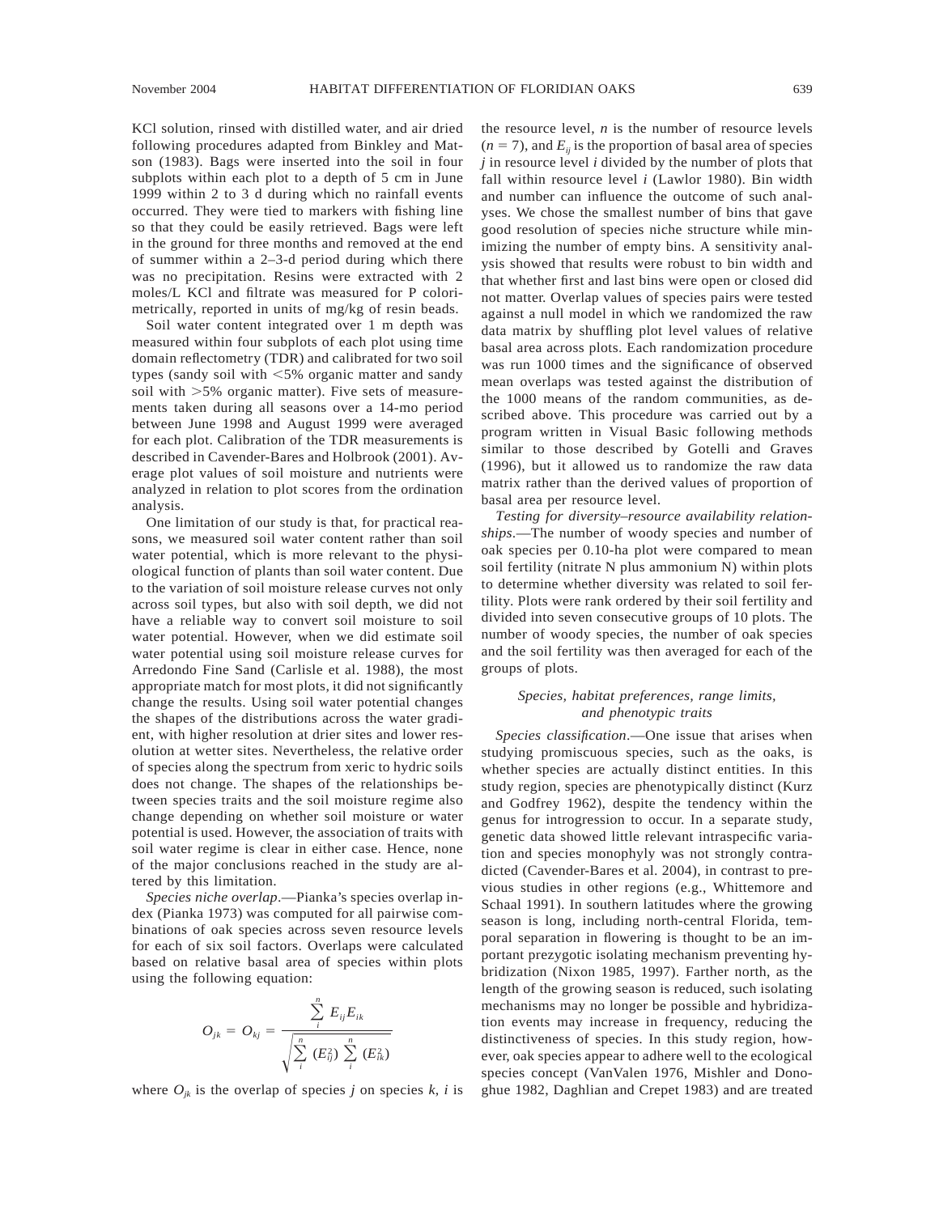KCl solution, rinsed with distilled water, and air dried following procedures adapted from Binkley and Matson (1983). Bags were inserted into the soil in four subplots within each plot to a depth of 5 cm in June 1999 within 2 to 3 d during which no rainfall events occurred. They were tied to markers with fishing line so that they could be easily retrieved. Bags were left in the ground for three months and removed at the end of summer within a 2–3-d period during which there was no precipitation. Resins were extracted with 2 moles/L KCl and filtrate was measured for P colorimetrically, reported in units of mg/kg of resin beads.

Soil water content integrated over 1 m depth was measured within four subplots of each plot using time domain reflectometry (TDR) and calibrated for two soil types (sandy soil with <5% organic matter and sandy soil with >5% organic matter). Five sets of measurements taken during all seasons over a 14-mo period between June 1998 and August 1999 were averaged for each plot. Calibration of the TDR measurements is described in Cavender-Bares and Holbrook (2001). Average plot values of soil moisture and nutrients were analyzed in relation to plot scores from the ordination analysis.

One limitation of our study is that, for practical reasons, we measured soil water content rather than soil water potential, which is more relevant to the physiological function of plants than soil water content. Due to the variation of soil moisture release curves not only across soil types, but also with soil depth, we did not have a reliable way to convert soil moisture to soil water potential. However, when we did estimate soil water potential using soil moisture release curves for Arredondo Fine Sand (Carlisle et al. 1988), the most appropriate match for most plots, it did not significantly change the results. Using soil water potential changes the shapes of the distributions across the water gradient, with higher resolution at drier sites and lower resolution at wetter sites. Nevertheless, the relative order of species along the spectrum from xeric to hydric soils does not change. The shapes of the relationships between species traits and the soil moisture regime also change depending on whether soil moisture or water potential is used. However, the association of traits with soil water regime is clear in either case. Hence, none of the major conclusions reached in the study are altered by this limitation.

*Species niche overlap*.—Pianka's species overlap index (Pianka 1973) was computed for all pairwise combinations of oak species across seven resource levels for each of six soil factors. Overlaps were calculated based on relative basal area of species within plots using the following equation:

$$O_{jk} = O_{kj} = \frac{\sum_{i}^{n} E_{ij}E_{ik}}{\sqrt{\sum_{i}^{n} (E_{ij}^{2}) \sum_{i}^{n} (E_{ik}^{2})}}$$

where $O_{jk}$ is the overlap of species $j$ on species $k$, $i$ is the resource level, $n$ is the number of resource levels ($n = 7$), and $E_{ij}$ is the proportion of basal area of species $j$ in resource level $i$ divided by the number of plots that fall within resource level $i$ (Lawlor 1980). Bin width and number can influence the outcome of such analyses. We chose the smallest number of bins that gave good resolution of species niche structure while minimizing the number of empty bins. A sensitivity analysis showed that results were robust to bin width and that whether first and last bins were open or closed did not matter. Overlap values of species pairs were tested against a null model in which we randomized the raw data matrix by shuffling plot level values of relative basal area across plots. Each randomization procedure was run 1000 times and the significance of observed mean overlaps was tested against the distribution of the 1000 means of the random communities, as described above. This procedure was carried out by a program written in Visual Basic following methods similar to those described by Gotelli and Graves (1996), but it allowed us to randomize the raw data matrix rather than the derived values of proportion of basal area per resource level.

*Testing for diversity–resource availability relationships*.—The number of woody species and number of oak species per 0.10-ha plot were compared to mean soil fertility (nitrate N plus ammonium N) within plots to determine whether diversity was related to soil fertility. Plots were rank ordered by their soil fertility and divided into seven consecutive groups of 10 plots. The number of woody species, the number of oak species and the soil fertility was then averaged for each of the groups of plots.

### *Species, habitat preferences, range limits, and phenotypic traits*

*Species classification*.—One issue that arises when studying promiscuous species, such as the oaks, is whether species are actually distinct entities. In this study region, species are phenotypically distinct (Kurz and Godfrey 1962), despite the tendency within the genus for introgression to occur. In a separate study, genetic data showed little relevant intraspecific variation and species monophyly was not strongly contradicted (Cavender-Bares et al. 2004), in contrast to previous studies in other regions (e.g., Whittemore and Schaal 1991). In southern latitudes where the growing season is long, including north-central Florida, temporal separation in flowering is thought to be an important prezygotic isolating mechanism preventing hybridization (Nixon 1985, 1997). Farther north, as the length of the growing season is reduced, such isolating mechanisms may no longer be possible and hybridization events may increase in frequency, reducing the distinctiveness of species. In this study region, however, oak species appear to adhere well to the ecological species concept (VanValen 1976, Mishler and Donoghue 1982, Daghlian and Crepet 1983) and are treated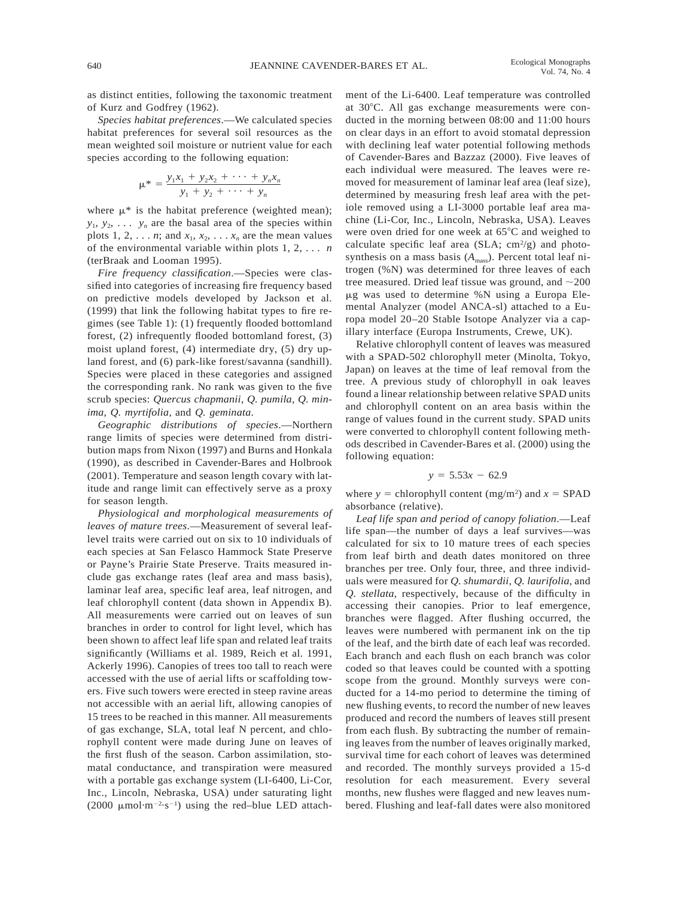as distinct entities, following the taxonomic treatment of Kurz and Godfrey (1962).

*Species habitat preferences*.—We calculated species habitat preferences for several soil resources as the mean weighted soil moisture or nutrient value for each species according to the following equation:

$$\mu^* = \frac{y_1x_1 + y_2x_2 + \cdots + y_nx_n}{y_1 + y_2 + \cdots + y_n}$$

where $\mu^*$ is the habitat preference (weighted mean); $y_1, y_2, \ldots y_n$ are the basal area of the species within plots 1, 2, . . . $n$; and $x_1, x_2, \ldots x_n$ are the mean values of the environmental variable within plots 1, 2, . . . $n$ (terBraak and Looman 1995).

*Fire frequency classification*.—Species were classified into categories of increasing fire frequency based on predictive models developed by Jackson et al. (1999) that link the following habitat types to fire regimes (see Table 1): (1) frequently flooded bottomland forest, (2) infrequently flooded bottomland forest, (3) moist upland forest, (4) intermediate dry, (5) dry upland forest, and (6) park-like forest/savanna (sandhill). Species were placed in these categories and assigned the corresponding rank. No rank was given to the five scrub species: *Quercus chapmanii*, *Q. pumila*, *Q. minima*, *Q. myrtifolia*, and *Q. geminata*.

*Geographic distributions of species*.—Northern range limits of species were determined from distribution maps from Nixon (1997) and Burns and Honkala (1990), as described in Cavender-Bares and Holbrook (2001). Temperature and season length covary with latitude and range limit can effectively serve as a proxy for season length.

*Physiological and morphological measurements of leaves of mature trees*.—Measurement of several leaf-level traits were carried out on six to 10 individuals of each species at San Felasco Hammock State Preserve or Payne's Prairie State Preserve. Traits measured include gas exchange rates (leaf area and mass basis), laminar leaf area, specific leaf area, leaf nitrogen, and leaf chlorophyll content (data shown in Appendix B). All measurements were carried out on leaves of sun branches in order to control for light level, which has been shown to affect leaf life span and related leaf traits significantly (Williams et al. 1989, Reich et al. 1991, Ackerly 1996). Canopies of trees too tall to reach were accessed with the use of aerial lifts or scaffolding towers. Five such towers were erected in steep ravine areas not accessible with an aerial lift, allowing canopies of 15 trees to be reached in this manner. All measurements of gas exchange, SLA, total leaf N percent, and chlorophyll content were made during June on leaves of the first flush of the season. Carbon assimilation, stomatal conductance, and transpiration were measured with a portable gas exchange system (LI-6400, Li-Cor, Inc., Lincoln, Nebraska, USA) under saturating light (2000 $\mu mol \cdot m^{-2} \cdot s^{-1}$) using the red–blue LED attachment of the Li-6400. Leaf temperature was controlled at 30°C. All gas exchange measurements were conducted in the morning between 08:00 and 11:00 hours on clear days in an effort to avoid stomatal depression with declining leaf water potential following methods of Cavender-Bares and Bazzaz (2000). Five leaves of each individual were measured. The leaves were removed for measurement of laminar leaf area (leaf size), determined by measuring fresh leaf area with the petiole removed using a LI-3000 portable leaf area machine (Li-Cor, Inc., Lincoln, Nebraska, USA). Leaves were oven dried for one week at 65°C and weighed to calculate specific leaf area (SLA; $cm^2/g$) and photosynthesis on a mass basis ($A_{mass}$). Percent total leaf nitrogen (%N) was determined for three leaves of each tree measured. Dried leaf tissue was ground, and ~200 $\mu g$ was used to determine %N using a Europa Elemental Analyzer (model ANCA-sl) attached to a Europa model 20–20 Stable Isotope Analyzer via a capillary interface (Europa Instruments, Crewe, UK).

Relative chlorophyll content of leaves was measured with a SPAD-502 chlorophyll meter (Minolta, Tokyo, Japan) on leaves at the time of leaf removal from the tree. A previous study of chlorophyll in oak leaves found a linear relationship between relative SPAD units and chlorophyll content on an area basis within the range of values found in the current study. SPAD units were converted to chlorophyll content following methods described in Cavender-Bares et al. (2000) using the following equation:

$$y = 5.53x - 62.9$$

where $y$ = chlorophyll content ($mg/m^2$) and $x$ = SPAD absorbance (relative).

*Leaf life span and period of canopy foliation*.—Leaf life span—the number of days a leaf survives—was calculated for six to 10 mature trees of each species from leaf birth and death dates monitored on three branches per tree. Only four, three, and three individuals were measured for *Q. shumardii*, *Q. laurifolia*, and *Q. stellata*, respectively, because of the difficulty in accessing their canopies. Prior to leaf emergence, branches were flagged. After flushing occurred, the leaves were numbered with permanent ink on the tip of the leaf, and the birth date of each leaf was recorded. Each branch and each flush on each branch was color coded so that leaves could be counted with a spotting scope from the ground. Monthly surveys were conducted for a 14-mo period to determine the timing of new flushing events, to record the number of new leaves produced and record the numbers of leaves still present from each flush. By subtracting the number of remaining leaves from the number of leaves originally marked, survival time for each cohort of leaves was determined and recorded. The monthly surveys provided a 15-d resolution for each measurement. Every several months, new flushes were flagged and new leaves numbered. Flushing and leaf-fall dates were also monitored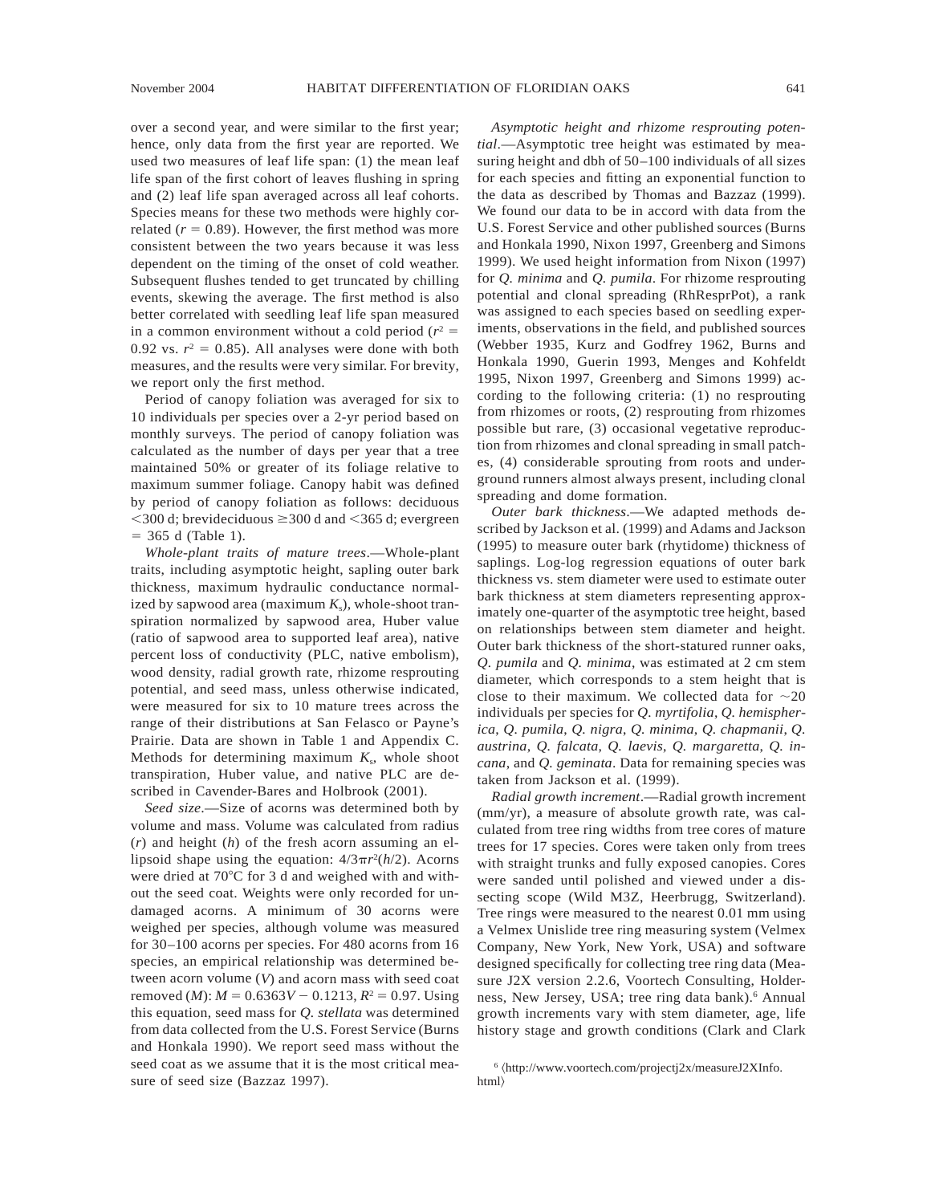over a second year, and were similar to the first year; hence, only data from the first year are reported. We used two measures of leaf life span: (1) the mean leaf life span of the first cohort of leaves flushing in spring and (2) leaf life span averaged across all leaf cohorts. Species means for these two methods were highly correlated ($r = 0.89$). However, the first method was more consistent between the two years because it was less dependent on the timing of the onset of cold weather. Subsequent flushes tended to get truncated by chilling events, skewing the average. The first method is also better correlated with seedling leaf life span measured in a common environment without a cold period ($r^2 = 0.92$ vs. $r^2 = 0.85$). All analyses were done with both measures, and the results were very similar. For brevity, we report only the first method.

Period of canopy foliation was averaged for six to 10 individuals per species over a 2-yr period based on monthly surveys. The period of canopy foliation was calculated as the number of days per year that a tree maintained 50% or greater of its foliage relative to maximum summer foliage. Canopy habit was defined by period of canopy foliation as follows: deciduous <300 d; brevideciduous ≥300 d and <365 d; evergreen = 365 d (Table 1).

*Whole-plant traits of mature trees*.—Whole-plant traits, including asymptotic height, sapling outer bark thickness, maximum hydraulic conductance normalized by sapwood area (maximum $K_s$), whole-shoot transpiration normalized by sapwood area, Huber value (ratio of sapwood area to supported leaf area), native percent loss of conductivity (PLC, native embolism), wood density, radial growth rate, rhizome resprouting potential, and seed mass, unless otherwise indicated, were measured for six to 10 mature trees across the range of their distributions at San Felasco or Payne's Prairie. Data are shown in Table 1 and Appendix C. Methods for determining maximum $K_s$, whole shoot transpiration, Huber value, and native PLC are described in Cavender-Bares and Holbrook (2001).

*Seed size*.—Size of acorns was determined both by volume and mass. Volume was calculated from radius ($r$) and height ($h$) of the fresh acorn assuming an ellipsoid shape using the equation: $4/3\pi r^2(h/2)$. Acorns were dried at 70°C for 3 d and weighed with and without the seed coat. Weights were only recorded for undamaged acorns. A minimum of 30 acorns were weighed per species, although volume was measured for 30–100 acorns per species. For 480 acorns from 16 species, an empirical relationship was determined between acorn volume ($V$) and acorn mass with seed coat removed ($M$): $M = 0.6363V - 0.1213$, $R^2 = 0.97$. Using this equation, seed mass for *Q. stellata* was determined from data collected from the U.S. Forest Service (Burns and Honkala 1990). We report seed mass without the seed coat as we assume that it is the most critical measure of seed size (Bazzaz 1997).

*Asymptotic height and rhizome resprouting potential*.—Asymptotic tree height was estimated by measuring height and dbh of 50–100 individuals of all sizes for each species and fitting an exponential function to the data as described by Thomas and Bazzaz (1999). We found our data to be in accord with data from the U.S. Forest Service and other published sources (Burns and Honkala 1990, Nixon 1997, Greenberg and Simons 1999). We used height information from Nixon (1997) for *Q. minima* and *Q. pumila*. For rhizome resprouting potential and clonal spreading (RhResprPot), a rank was assigned to each species based on seedling experiments, observations in the field, and published sources (Webber 1935, Kurz and Godfrey 1962, Burns and Honkala 1990, Guerin 1993, Menges and Kohfeldt 1995, Nixon 1997, Greenberg and Simons 1999) according to the following criteria: (1) no resprouting from rhizomes or roots, (2) resprouting from rhizomes possible but rare, (3) occasional vegetative reproduction from rhizomes and clonal spreading in small patches, (4) considerable sprouting from roots and underground runners almost always present, including clonal spreading and dome formation.

*Outer bark thickness*.—We adapted methods described by Jackson et al. (1999) and Adams and Jackson (1995) to measure outer bark (rhytidome) thickness of saplings. Log-log regression equations of outer bark thickness vs. stem diameter were used to estimate outer bark thickness at stem diameters representing approximately one-quarter of the asymptotic tree height, based on relationships between stem diameter and height. Outer bark thickness of the short-statured runner oaks, *Q. pumila* and *Q. minima*, was estimated at 2 cm stem diameter, which corresponds to a stem height that is close to their maximum. We collected data for ~20 individuals per species for *Q. myrtifolia*, *Q. hemispherica*, *Q. pumila*, *Q. nigra*, *Q. minima*, *Q. chapmanii*, *Q. austrina*, *Q. falcata*, *Q. laevis*, *Q. margaretta*, *Q. incana*, and *Q. geminata*. Data for remaining species was taken from Jackson et al. (1999).

*Radial growth increment*.—Radial growth increment (mm/yr), a measure of absolute growth rate, was calculated from tree ring widths from tree cores of mature trees for 17 species. Cores were taken only from trees with straight trunks and fully exposed canopies. Cores were sanded until polished and viewed under a dissecting scope (Wild M3Z, Heerbrugg, Switzerland). Tree rings were measured to the nearest 0.01 mm using a Velmex Unislide tree ring measuring system (Velmex Company, New York, New York, USA) and software designed specifically for collecting tree ring data (Measure J2X version 2.2.6, Voortech Consulting, Holderness, New Jersey, USA; tree ring data bank).[6] Annual growth increments vary with stem diameter, age, life history stage and growth conditions (Clark and Clark

[6] ⟨http://www.voortech.com/projectj2x/measureJ2XInfo.html⟩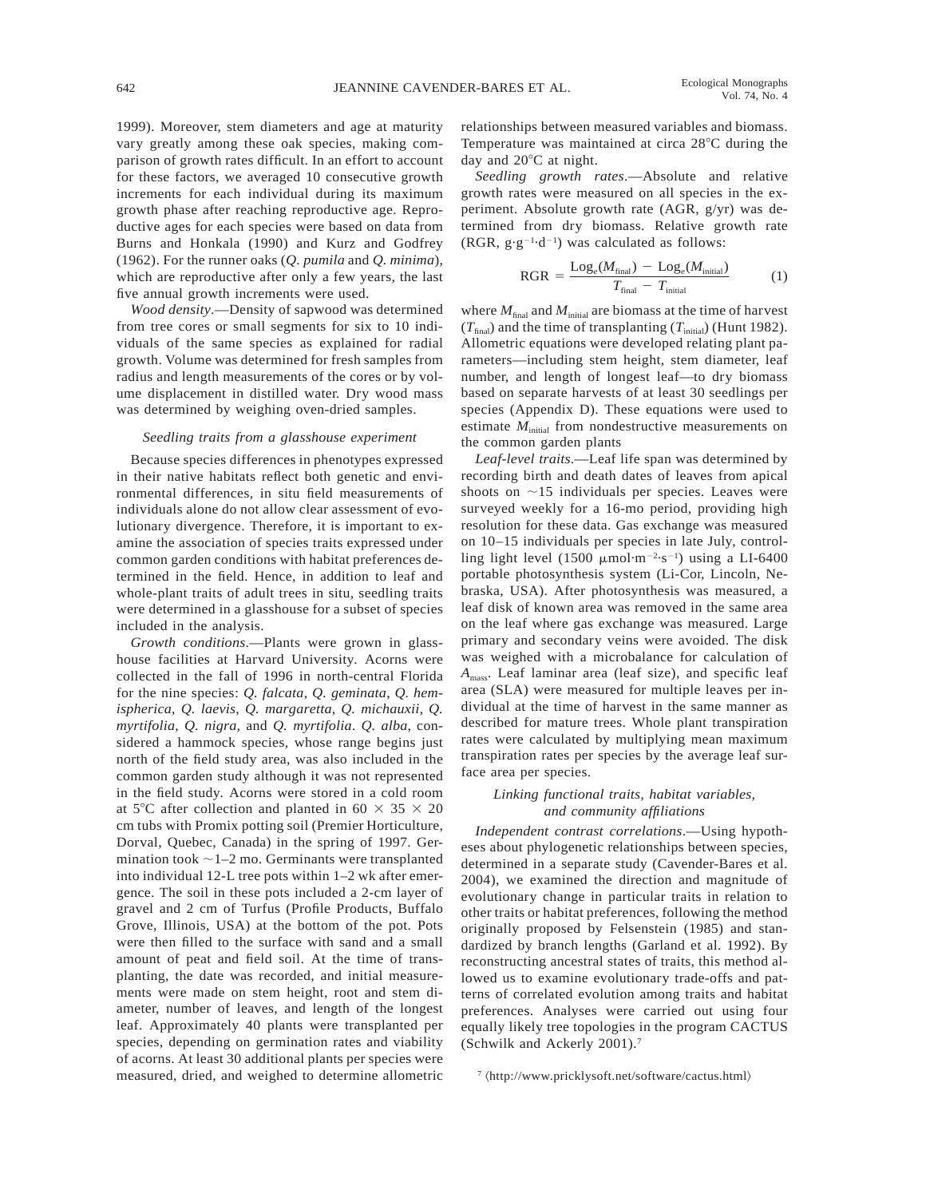1999). Moreover, stem diameters and age at maturity vary greatly among these oak species, making comparison of growth rates difficult. In an effort to account for these factors, we averaged 10 consecutive growth increments for each individual during its maximum growth phase after reaching reproductive age. Reproductive ages for each species were based on data from Burns and Honkala (1990) and Kurz and Godfrey (1962). For the runner oaks (*Q. pumila* and *Q. minima*), which are reproductive after only a few years, the last five annual growth increments were used.

*Wood density*.—Density of sapwood was determined from tree cores or small segments for six to 10 individuals of the same species as explained for radial growth. Volume was determined for fresh samples from radius and length measurements of the cores or by volume displacement in distilled water. Dry wood mass was determined by weighing oven-dried samples.

### *Seedling traits from a glasshouse experiment*

Because species differences in phenotypes expressed in their native habitats reflect both genetic and environmental differences, in situ field measurements of individuals alone do not allow clear assessment of evolutionary divergence. Therefore, it is important to examine the association of species traits expressed under common garden conditions with habitat preferences determined in the field. Hence, in addition to leaf and whole-plant traits of adult trees in situ, seedling traits were determined in a glasshouse for a subset of species included in the analysis.

*Growth conditions*.—Plants were grown in glasshouse facilities at Harvard University. Acorns were collected in the fall of 1996 in north-central Florida for the nine species: *Q. falcata*, *Q. geminata*, *Q. hemispherica*, *Q. laevis*, *Q. margaretta*, *Q. michauxii*, *Q. myrtifolia*, *Q. nigra*, and *Q. myrtifolia*. *Q. alba*, considered a hammock species, whose range begins just north of the field study area, was also included in the common garden study although it was not represented in the field study. Acorns were stored in a cold room at 5°C after collection and planted in 60 × 35 × 20 cm tubs with Promix potting soil (Premier Horticulture, Dorval, Quebec, Canada) in the spring of 1997. Germination took ~1–2 mo. Germinants were transplanted into individual 12-L tree pots within 1–2 wk after emergence. The soil in these pots included a 2-cm layer of gravel and 2 cm of Turfus (Profile Products, Buffalo Grove, Illinois, USA) at the bottom of the pot. Pots were then filled to the surface with sand and a small amount of peat and field soil. At the time of transplanting, the date was recorded, and initial measurements were made on stem height, root and stem diameter, number of leaves, and length of the longest leaf. Approximately 40 plants were transplanted per species, depending on germination rates and viability of acorns. At least 30 additional plants per species were measured, dried, and weighed to determine allometric relationships between measured variables and biomass. Temperature was maintained at circa 28°C during the day and 20°C at night.

*Seedling growth rates*.—Absolute and relative growth rates were measured on all species in the experiment. Absolute growth rate (AGR, g/yr) was determined from dry biomass. Relative growth rate (RGR, $g \cdot g^{-1} \cdot d^{-1}$) was calculated as follows:

$$\mathrm{RGR} = \frac{\mathrm{Log}_e(M_{\mathrm{final}}) - \mathrm{Log}_e(M_{\mathrm{initial}})}{T_{\mathrm{final}} - T_{\mathrm{initial}}} \qquad (1)$$

where $M_{\mathrm{final}}$ and $M_{\mathrm{initial}}$ are biomass at the time of harvest ($T_{\mathrm{final}}$) and the time of transplanting ($T_{\mathrm{initial}}$) (Hunt 1982). Allometric equations were developed relating plant parameters—including stem height, stem diameter, leaf number, and length of longest leaf—to dry biomass based on separate harvests of at least 30 seedlings per species (Appendix D). These equations were used to estimate $M_{\mathrm{initial}}$ from nondestructive measurements on the common garden plants

*Leaf-level traits*.—Leaf life span was determined by recording birth and death dates of leaves from apical shoots on ~15 individuals per species. Leaves were surveyed weekly for a 16-mo period, providing high resolution for these data. Gas exchange was measured on 10–15 individuals per species in late July, controlling light level (1500 $\mu mol \cdot m^{-2} \cdot s^{-1}$) using a LI-6400 portable photosynthesis system (Li-Cor, Lincoln, Nebraska, USA). After photosynthesis was measured, a leaf disk of known area was removed in the same area on the leaf where gas exchange was measured. Large primary and secondary veins were avoided. The disk was weighed with a microbalance for calculation of $A_{\mathrm{mass}}$. Leaf laminar area (leaf size), and specific leaf area (SLA) were measured for multiple leaves per individual at the time of harvest in the same manner as described for mature trees. Whole plant transpiration rates were calculated by multiplying mean maximum transpiration rates per species by the average leaf surface area per species.

### *Linking functional traits, habitat variables, and community affiliations*

*Independent contrast correlations*.—Using hypotheses about phylogenetic relationships between species, determined in a separate study (Cavender-Bares et al. 2004), we examined the direction and magnitude of evolutionary change in particular traits in relation to other traits or habitat preferences, following the method originally proposed by Felsenstein (1985) and standardized by branch lengths (Garland et al. 1992). By reconstructing ancestral states of traits, this method allowed us to examine evolutionary trade-offs and patterns of correlated evolution among traits and habitat preferences. Analyses were carried out using four equally likely tree topologies in the program CACTUS (Schwilk and Ackerly 2001).[7]

[7] ⟨http://www.pricklysoft.net/software/cactus.html⟩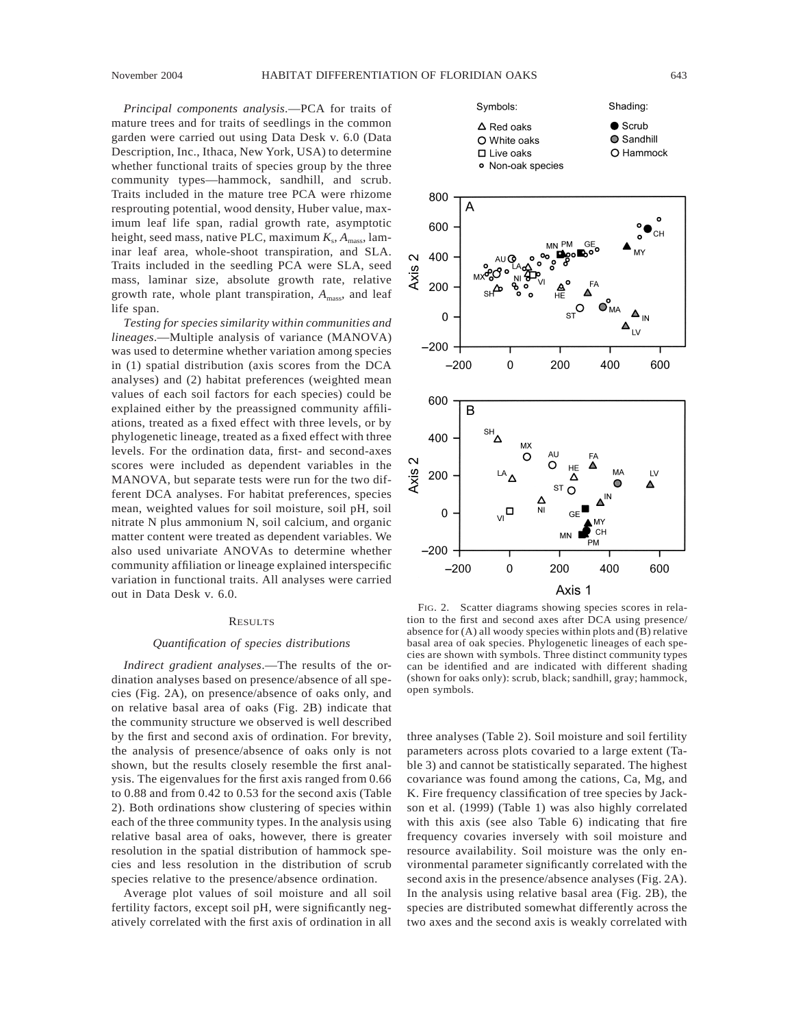*Principal components analysis*.—PCA for traits of mature trees and for traits of seedlings in the common garden were carried out using Data Desk v. 6.0 (Data Description, Inc., Ithaca, New York, USA) to determine whether functional traits of species group by the three community types—hammock, sandhill, and scrub. Traits included in the mature tree PCA were rhizome resprouting potential, wood density, Huber value, maximum leaf life span, radial growth rate, asymptotic height, seed mass, native PLC, maximum $K_s$, $A_{mass}$, laminar leaf area, whole-shoot transpiration, and SLA. Traits included in the seedling PCA were SLA, seed mass, laminar size, absolute growth rate, relative growth rate, whole plant transpiration, $A_{mass}$, and leaf life span.

*Testing for species similarity within communities and lineages*.—Multiple analysis of variance (MANOVA) was used to determine whether variation among species in (1) spatial distribution (axis scores from the DCA analyses) and (2) habitat preferences (weighted mean values of each soil factors for each species) could be explained either by the preassigned community affiliations, treated as a fixed effect with three levels, or by phylogenetic lineage, treated as a fixed effect with three levels. For the ordination data, first- and second-axes scores were included as dependent variables in the MANOVA, but separate tests were run for the two different DCA analyses. For habitat preferences, species mean, weighted values for soil moisture, soil pH, soil nitrate N plus ammonium N, soil calcium, and organic matter content were treated as dependent variables. We also used univariate ANOVAs to determine whether community affiliation or lineage explained interspecific variation in functional traits. All analyses were carried out in Data Desk v. 6.0.

## Results

### *Quantification of species distributions*

*Indirect gradient analyses*.—The results of the ordination analyses based on presence/absence of all species (Fig. 2A), on presence/absence of oaks only, and on relative basal area of oaks (Fig. 2B) indicate that the community structure we observed is well described by the first and second axis of ordination. For brevity, the analysis of presence/absence of oaks only is not shown, but the results closely resemble the first analysis. The eigenvalues for the first axis ranged from 0.66 to 0.88 and from 0.42 to 0.53 for the second axis (Table 2). Both ordinations show clustering of species within each of the three community types. In the analysis using relative basal area of oaks, however, there is greater resolution in the spatial distribution of hammock species and less resolution in the distribution of scrub species relative to the presence/absence ordination.

Average plot values of soil moisture and all soil fertility factors, except soil pH, were significantly negatively correlated with the first axis of ordination in all three analyses (Table 2). Soil moisture and soil fertility parameters across plots covaried to a large extent (Table 3) and cannot be statistically separated. The highest covariance was found among the cations, Ca, Mg, and K. Fire frequency classification of tree species by Jackson et al. (1999) (Table 1) was also highly correlated with this axis (see also Table 6) indicating that fire frequency covaries inversely with soil moisture and resource availability. Soil moisture was the only environmental parameter significantly correlated with the second axis in the presence/absence analyses (Fig. 2A). In the analysis using relative basal area (Fig. 2B), the species are distributed somewhat differently across the two axes and the second axis is weakly correlated with

FIG. 2. Scatter diagrams showing species scores in relation to the first and second axes after DCA using presence/absence for (A) all woody species within plots and (B) relative basal area of oak species. Phylogenetic lineages of each species are shown with symbols. Three distinct community types can be identified and are indicated with different shading (shown for oaks only): scrub, black; sandhill, gray; hammock, open symbols.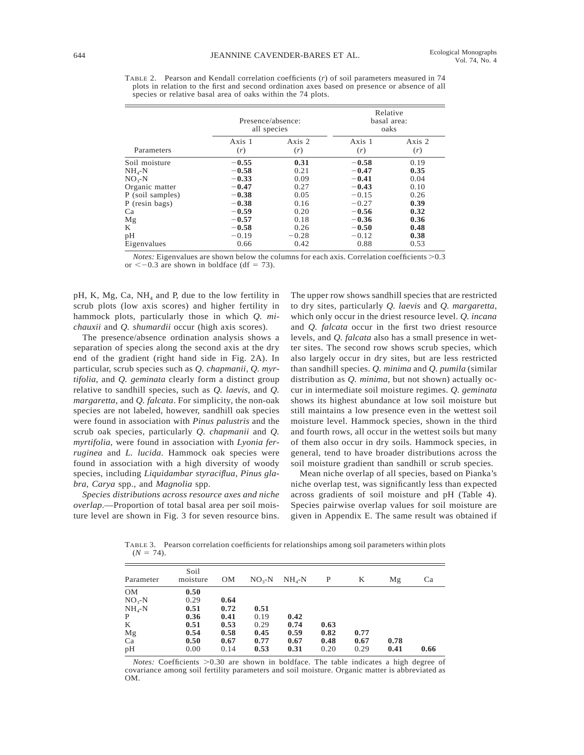TABLE 2. Pearson and Kendall correlation coefficients ($r$) of soil parameters measured in 74 plots in relation to the first and second ordination axes based on presence or absence of all species or relative basal area of oaks within the 74 plots.

| | Presence/absence: all species | | Relative basal area: oaks | |
|---|---|---|---|---|
| Parameters | Axis 1 ($r$) | Axis 2 ($r$) | Axis 1 ($r$) | Axis 2 ($r$) |
| Soil moisture | **−0.55** | **0.31** | **−0.58** | 0.19 |
| $NH_4$-N | **−0.58** | 0.21 | **−0.47** | **0.35** |
| $NO_3$-N | **−0.33** | 0.09 | **−0.41** | 0.04 |
| Organic matter | **−0.47** | 0.27 | **−0.43** | 0.10 |
| P (soil samples) | **−0.38** | 0.05 | −0.15 | 0.26 |
| P (resin bags) | **−0.38** | 0.16 | −0.27 | **0.39** |
| Ca | **−0.59** | 0.20 | **−0.56** | **0.32** |
| Mg | **−0.57** | 0.18 | **−0.36** | **0.36** |
| K | **−0.58** | 0.26 | **−0.50** | **0.48** |
| pH | −0.19 | −0.28 | −0.12 | **0.38** |
| Eigenvalues | 0.66 | 0.42 | 0.88 | 0.53 |

*Notes:* Eigenvalues are shown below the columns for each axis. Correlation coefficients >0.3 or <−0.3 are shown in boldface (df = 73).

pH, K, Mg, Ca, $NH_4$ and P, due to the low fertility in scrub plots (low axis scores) and higher fertility in hammock plots, particularly those in which *Q. michauxii* and *Q. shumardii* occur (high axis scores).

The presence/absence ordination analysis shows a separation of species along the second axis at the dry end of the gradient (right hand side in Fig. 2A). In particular, scrub species such as *Q. chapmanii*, *Q. myrtifolia*, and *Q. geminata* clearly form a distinct group relative to sandhill species, such as *Q. laevis*, and *Q. margaretta*, and *Q. falcata*. For simplicity, the non-oak species are not labeled, however, sandhill oak species were found in association with *Pinus palustris* and the scrub oak species, particularly *Q. chapmanii* and *Q. myrtifolia*, were found in association with *Lyonia ferruginea* and *L. lucida*. Hammock oak species were found in association with a high diversity of woody species, including *Liquidambar styraciflua*, *Pinus glabra*, *Carya* spp., and *Magnolia* spp.

*Species distributions across resource axes and niche overlap*.—Proportion of total basal area per soil moisture level are shown in Fig. 3 for seven resource bins. The upper row shows sandhill species that are restricted to dry sites, particularly *Q. laevis* and *Q. margaretta*, which only occur in the driest resource level. *Q. incana* and *Q. falcata* occur in the first two driest resource levels, and *Q. falcata* also has a small presence in wetter sites. The second row shows scrub species, which also largely occur in dry sites, but are less restricted than sandhill species. *Q. minima* and *Q. pumila* (similar distribution as *Q. minima*, but not shown) actually occur in intermediate soil moisture regimes. *Q. geminata* shows its highest abundance at low soil moisture but still maintains a low presence even in the wettest soil moisture level. Hammock species, shown in the third and fourth rows, all occur in the wettest soils but many of them also occur in dry soils. Hammock species, in general, tend to have broader distributions across the soil moisture gradient than sandhill or scrub species.

Mean niche overlap of all species, based on Pianka's niche overlap test, was significantly less than expected across gradients of soil moisture and pH (Table 4). Species pairwise overlap values for soil moisture are given in Appendix E. The same result was obtained if

TABLE 3. Pearson correlation coefficients for relationships among soil parameters within plots ($N$ = 74).

| Parameter | Soil moisture | OM | $NO_3$-N | $NH_4$-N | P | K | Mg | Ca |
|---|---|---|---|---|---|---|---|---|
| OM | **0.50** | | | | | | | |
| $NO_3$-N | 0.29 | **0.64** | | | | | | |
| $NH_4$-N | **0.51** | **0.72** | **0.51** | | | | | |
| P | **0.36** | **0.41** | 0.19 | **0.42** | | | | |
| K | **0.51** | **0.53** | 0.29 | **0.74** | **0.63** | | | |
| Mg | **0.54** | **0.58** | **0.45** | **0.59** | **0.82** | **0.77** | | |
| Ca | **0.50** | **0.67** | **0.77** | **0.67** | **0.48** | **0.67** | **0.78** | |
| pH | 0.00 | 0.14 | **0.53** | **0.31** | 0.20 | 0.29 | **0.41** | **0.66** |

*Notes:* Coefficients >0.30 are shown in boldface. The table indicates a high degree of covariance among soil fertility parameters and soil moisture. Organic matter is abbreviated as OM.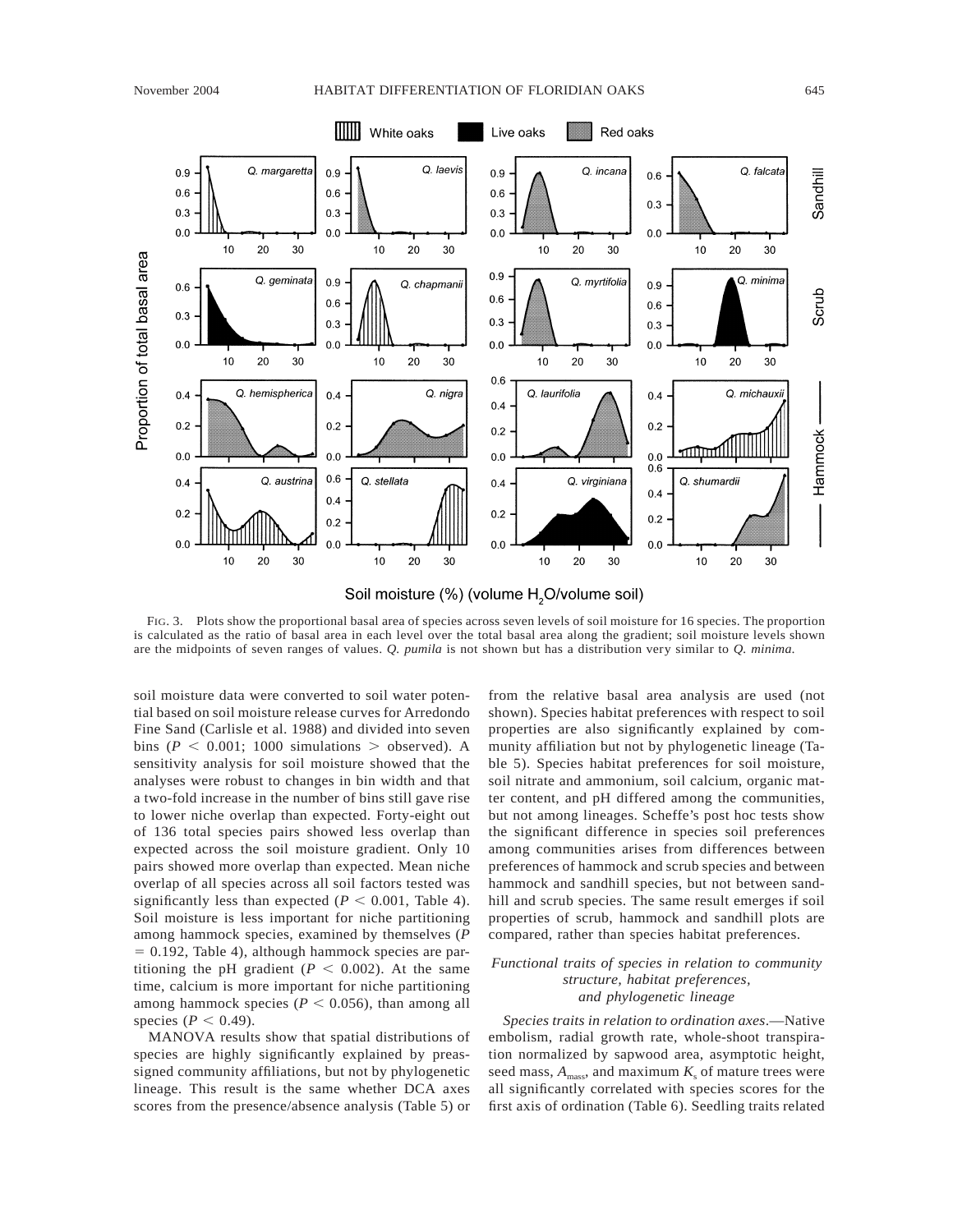FIG. 3. Plots show the proportional basal area of species across seven levels of soil moisture for 16 species. The proportion is calculated as the ratio of basal area in each level over the total basal area along the gradient; soil moisture levels shown are the midpoints of seven ranges of values. *Q. pumila* is not shown but has a distribution very similar to *Q. minima.*

soil moisture data were converted to soil water potential based on soil moisture release curves for Arredondo Fine Sand (Carlisle et al. 1988) and divided into seven bins ($P < 0.001$; 1000 simulations > observed). A sensitivity analysis for soil moisture showed that the analyses were robust to changes in bin width and that a two-fold increase in the number of bins still gave rise to lower niche overlap than expected. Forty-eight out of 136 total species pairs showed less overlap than expected across the soil moisture gradient. Only 10 pairs showed more overlap than expected. Mean niche overlap of all species across all soil factors tested was significantly less than expected ($P < 0.001$, Table 4). Soil moisture is less important for niche partitioning among hammock species, examined by themselves ($P = 0.192$, Table 4), although hammock species are partitioning the pH gradient ($P < 0.002$). At the same time, calcium is more important for niche partitioning among hammock species ($P < 0.056$), than among all species ($P < 0.49$).

MANOVA results show that spatial distributions of species are highly significantly explained by preassigned community affiliations, but not by phylogenetic lineage. This result is the same whether DCA axes scores from the presence/absence analysis (Table 5) or from the relative basal area analysis are used (not shown). Species habitat preferences with respect to soil properties are also significantly explained by community affiliation but not by phylogenetic lineage (Table 5). Species habitat preferences for soil moisture, soil nitrate and ammonium, soil calcium, organic matter content, and pH differed among the communities, but not among lineages. Scheffe's post hoc tests show the significant difference in species soil preferences among communities arises from differences between preferences of hammock and scrub species and between hammock and sandhill species, but not between sandhill and scrub species. The same result emerges if soil properties of scrub, hammock and sandhill plots are compared, rather than species habitat preferences.

### *Functional traits of species in relation to community structure, habitat preferences, and phylogenetic lineage*

*Species traits in relation to ordination axes*.—Native embolism, radial growth rate, whole-shoot transpiration normalized by sapwood area, asymptotic height, seed mass, $A_{mass}$, and maximum $K_s$ of mature trees were all significantly correlated with species scores for the first axis of ordination (Table 6). Seedling traits related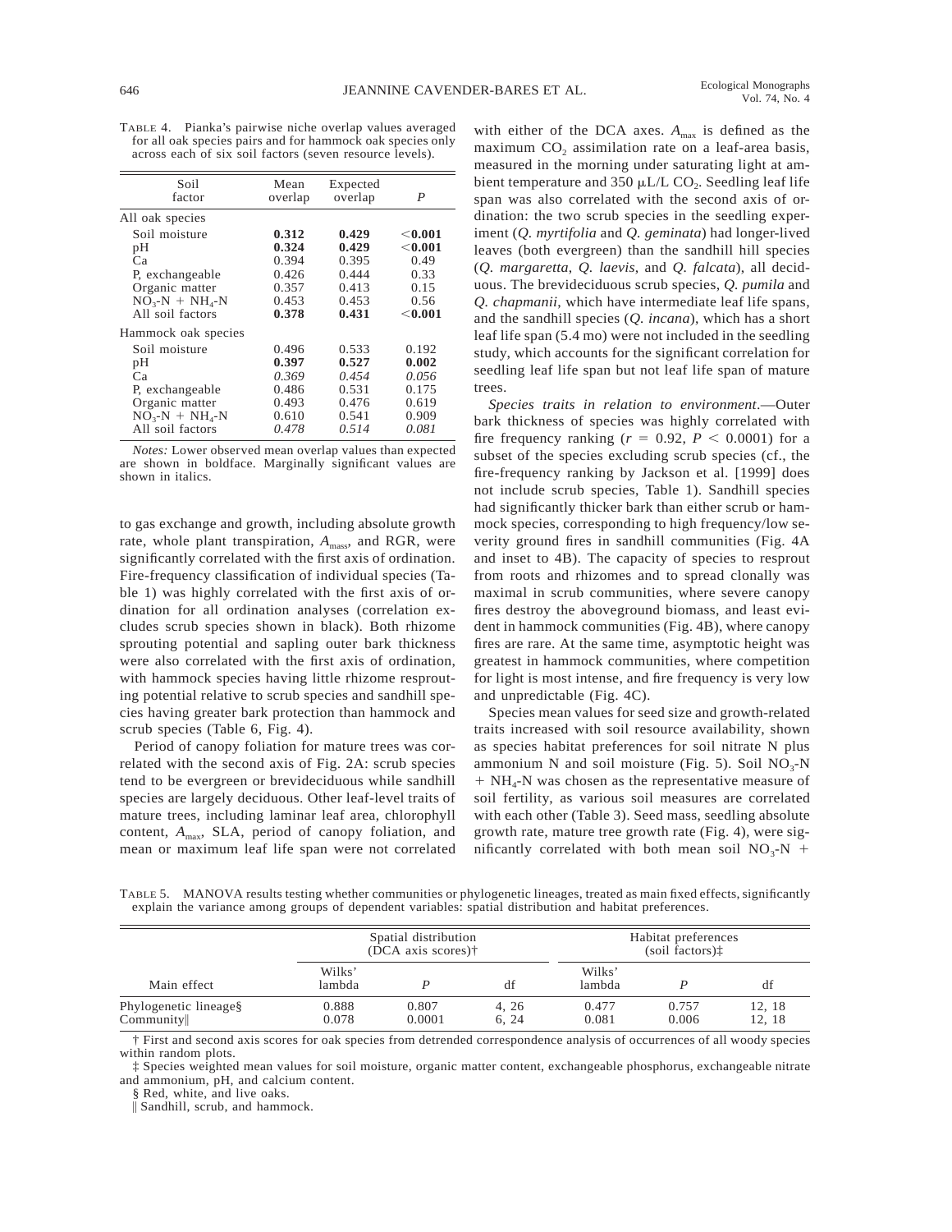TABLE 4. Pianka's pairwise niche overlap values averaged for all oak species pairs and for hammock oak species only across each of six soil factors (seven resource levels).

| Soil factor | Mean overlap | Expected overlap | $P$ |
|---|---|---|---|
| All oak species | | | |
| Soil moisture | **0.312** | **0.429** | **<0.001** |
| pH | **0.324** | **0.429** | **<0.001** |
| Ca | 0.394 | 0.395 | 0.49 |
| P, exchangeable | 0.426 | 0.444 | 0.33 |
| Organic matter | 0.357 | 0.413 | 0.15 |
| $NO_3$-N + $NH_4$-N | 0.453 | 0.453 | 0.56 |
| All soil factors | **0.378** | **0.431** | **<0.001** |
| Hammock oak species | | | |
| Soil moisture | 0.496 | 0.533 | 0.192 |
| pH | **0.397** | **0.527** | **0.002** |
| Ca | *0.369* | *0.454* | *0.056* |
| P, exchangeable | 0.486 | 0.531 | 0.175 |
| Organic matter | 0.493 | 0.476 | 0.619 |
| $NO_3$-N + $NH_4$-N | 0.610 | 0.541 | 0.909 |
| All soil factors | *0.478* | *0.514* | *0.081* |

*Notes:* Lower observed mean overlap values than expected are shown in boldface. Marginally significant values are shown in italics.

to gas exchange and growth, including absolute growth rate, whole plant transpiration, $A_{mass}$, and RGR, were significantly correlated with the first axis of ordination. Fire-frequency classification of individual species (Table 1) was highly correlated with the first axis of ordination for all ordination analyses (correlation excludes scrub species shown in black). Both rhizome sprouting potential and sapling outer bark thickness were also correlated with the first axis of ordination, with hammock species having little rhizome resprouting potential relative to scrub species and sandhill species having greater bark protection than hammock and scrub species (Table 6, Fig. 4).

Period of canopy foliation for mature trees was correlated with the second axis of Fig. 2A: scrub species tend to be evergreen or brevideciduous while sandhill species are largely deciduous. Other leaf-level traits of mature trees, including laminar leaf area, chlorophyll content, $A_{max}$, SLA, period of canopy foliation, and mean or maximum leaf life span were not correlated with either of the DCA axes. $A_{max}$ is defined as the maximum $CO_2$ assimilation rate on a leaf-area basis, measured in the morning under saturating light at ambient temperature and 350 μL/L $CO_2$. Seedling leaf life span was also correlated with the second axis of ordination: the two scrub species in the seedling experiment (*Q. myrtifolia* and *Q. geminata*) had longer-lived leaves (both evergreen) than the sandhill hill species (*Q. margaretta, Q. laevis*, and *Q. falcata*), all deciduous. The brevideciduous scrub species, *Q. pumila* and *Q. chapmanii*, which have intermediate leaf life spans, and the sandhill species (*Q. incana*), which has a short leaf life span (5.4 mo) were not included in the seedling study, which accounts for the significant correlation for seedling leaf life span but not leaf life span of mature trees.

*Species traits in relation to environment*.—Outer bark thickness of species was highly correlated with fire frequency ranking ($r = 0.92$, $P < 0.0001$) for a subset of the species excluding scrub species (cf., the fire-frequency ranking by Jackson et al. [1999] does not include scrub species, Table 1). Sandhill species had significantly thicker bark than either scrub or hammock species, corresponding to high frequency/low severity ground fires in sandhill communities (Fig. 4A and inset to 4B). The capacity of species to resprout from roots and rhizomes and to spread clonally was maximal in scrub communities, where severe canopy fires destroy the aboveground biomass, and least evident in hammock communities (Fig. 4B), where canopy fires are rare. At the same time, asymptotic height was greatest in hammock communities, where competition for light is most intense, and fire frequency is very low and unpredictable (Fig. 4C).

Species mean values for seed size and growth-related traits increased with soil resource availability, shown as species habitat preferences for soil nitrate N plus ammonium N and soil moisture (Fig. 5). Soil $NO_3$-N + $NH_4$-N was chosen as the representative measure of soil fertility, as various soil measures are correlated with each other (Table 3). Seed mass, seedling absolute growth rate, mature tree growth rate (Fig. 4), were significantly correlated with both mean soil $NO_3$-N +

TABLE 5. MANOVA results testing whether communities or phylogenetic lineages, treated as main fixed effects, significantly explain the variance among groups of dependent variables: spatial distribution and habitat preferences.

| | Spatial distribution (DCA axis scores)† | | | Habitat preferences (soil factors)‡ | | |
|---|---|---|---|---|---|---|
| Main effect | Wilks' lambda | $P$ | df | Wilks' lambda | $P$ | df |
| Phylogenetic lineage§ | 0.888 | 0.807 | 4, 26 | 0.477 | 0.757 | 12, 18 |
| Community‖ | 0.078 | 0.0001 | 6, 24 | 0.081 | 0.006 | 12, 18 |

† First and second axis scores for oak species from detrended correspondence analysis of occurrences of all woody species within random plots.

‡ Species weighted mean values for soil moisture, organic matter content, exchangeable phosphorus, exchangeable nitrate and ammonium, pH, and calcium content.

§ Red, white, and live oaks.

‖ Sandhill, scrub, and hammock.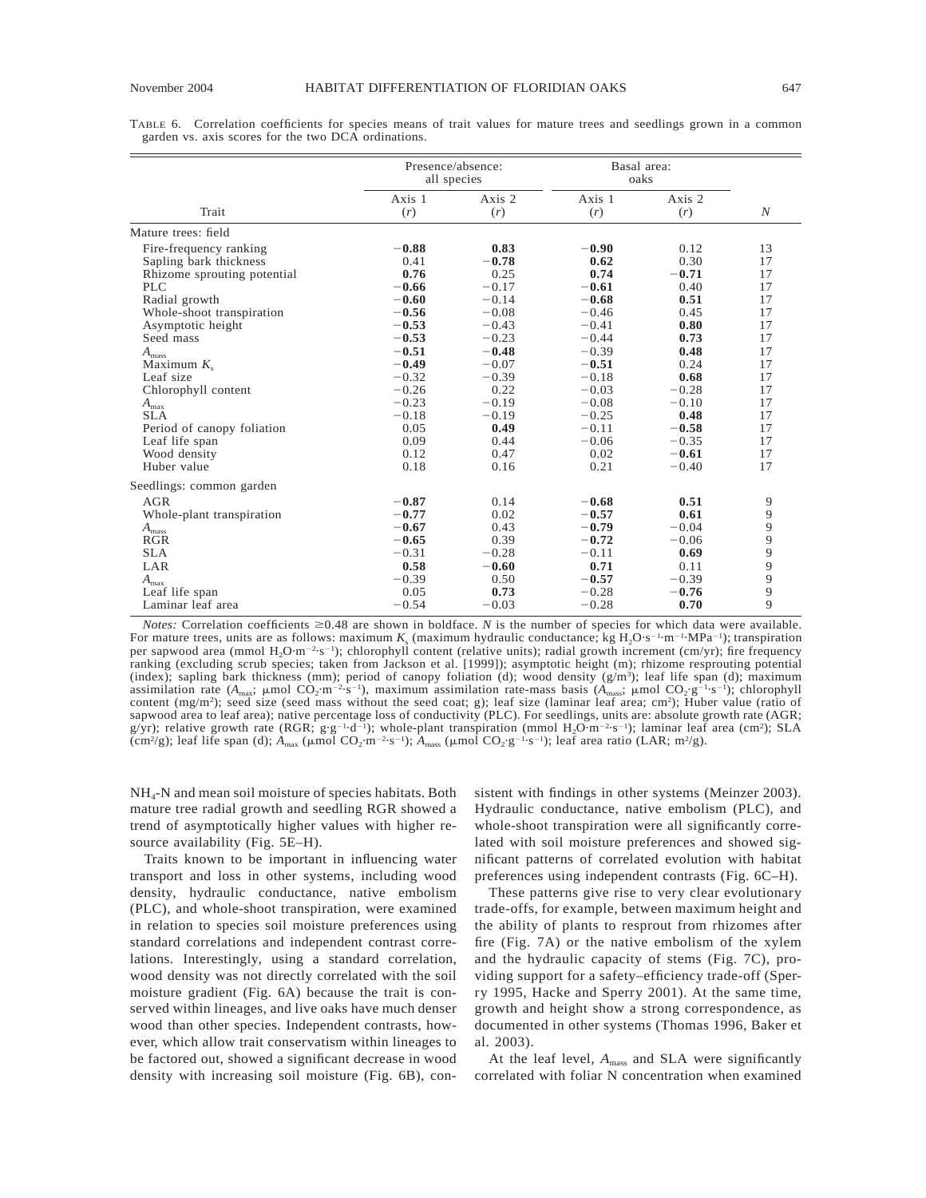TABLE 6. Correlation coefficients for species means of trait values for mature trees and seedlings grown in a common garden vs. axis scores for the two DCA ordinations.

| Trait | Presence/absence: all species | | Basal area: oaks | | |
|---|---|---|---|---|---|
| | Axis 1 ($r$) | Axis 2 ($r$) | Axis 1 ($r$) | Axis 2 ($r$) | $N$ |
| Mature trees: field | | | | | |
| Fire-frequency ranking | **−0.88** | **0.83** | **−0.90** | 0.12 | 13 |
| Sapling bark thickness | 0.41 | **−0.78** | **0.62** | 0.30 | 17 |
| Rhizome sprouting potential | **0.76** | 0.25 | **0.74** | **−0.71** | 17 |
| PLC | **−0.66** | −0.17 | **−0.61** | 0.40 | 17 |
| Radial growth | **−0.60** | −0.14 | **−0.68** | **0.51** | 17 |
| Whole-shoot transpiration | **−0.56** | −0.08 | −0.46 | 0.45 | 17 |
| Asymptotic height | **−0.53** | −0.43 | −0.41 | **0.80** | 17 |
| Seed mass | **−0.53** | −0.23 | −0.44 | **0.73** | 17 |
| $A_{mass}$ | **−0.51** | **−0.48** | −0.39 | **0.48** | 17 |
| Maximum $K_s$ | **−0.49** | −0.07 | **−0.51** | 0.24 | 17 |
| Leaf size | −0.32 | −0.39 | −0.18 | **0.68** | 17 |
| Chlorophyll content | −0.26 | 0.22 | −0.03 | −0.28 | 17 |
| $A_{max}$ | −0.23 | −0.19 | −0.08 | −0.10 | 17 |
| SLA | −0.18 | −0.19 | −0.25 | **0.48** | 17 |
| Period of canopy foliation | 0.05 | **0.49** | −0.11 | **−0.58** | 17 |
| Leaf life span | 0.09 | 0.44 | −0.06 | −0.35 | 17 |
| Wood density | 0.12 | 0.47 | 0.02 | **−0.61** | 17 |
| Huber value | 0.18 | 0.16 | 0.21 | −0.40 | 17 |
| Seedlings: common garden | | | | | |
| AGR | **−0.87** | 0.14 | **−0.68** | **0.51** | 9 |
| Whole-plant transpiration | **−0.77** | 0.02 | **−0.57** | **0.61** | 9 |
| $A_{mass}$ | **−0.67** | 0.43 | **−0.79** | −0.04 | 9 |
| RGR | **−0.65** | 0.39 | **−0.72** | −0.06 | 9 |
| SLA | −0.31 | −0.28 | −0.11 | **0.69** | 9 |
| LAR | **0.58** | **−0.60** | **0.71** | 0.11 | 9 |
| $A_{max}$ | −0.39 | **0.50** | **−0.57** | −0.39 | 9 |
| Leaf life span | 0.05 | **0.73** | −0.28 | **−0.76** | 9 |
| Laminar leaf area | **−0.54** | −0.03 | −0.28 | **0.70** | 9 |

*Notes:* Correlation coefficients ≥0.48 are shown in boldface. $N$ is the number of species for which data were available. For mature trees, units are as follows: maximum $K_s$ (maximum hydraulic conductance; kg $H_2O \cdot s^{-1} \cdot m^{-1} \cdot MPa^{-1}$); transpiration per sapwood area (mmol $H_2O \cdot m^{-2} \cdot s^{-1}$); chlorophyll content (relative units); radial growth increment (cm/yr); fire frequency ranking (excluding scrub species; taken from Jackson et al. [1999]); asymptotic height (m); rhizome resprouting potential (index); sapling bark thickness (mm); period of canopy foliation (d); wood density (g/m$^3$); leaf life span (d); maximum assimilation rate ($A_{max}$; μmol $CO_2 \cdot m^{-2} \cdot s^{-1}$), maximum assimilation rate-mass basis ($A_{mass}$; μmol $CO_2 \cdot g^{-1} \cdot s^{-1}$); chlorophyll content (mg/m$^2$); seed size (seed mass without the seed coat; g); leaf size (laminar leaf area; cm$^2$); Huber value (ratio of sapwood area to leaf area); native percentage loss of conductivity (PLC). For seedlings, units are: absolute growth rate (AGR; g/yr); relative growth rate (RGR; $g \cdot g^{-1} \cdot d^{-1}$); whole-plant transpiration (mmol $H_2O \cdot m^{-2} \cdot s^{-1}$); laminar leaf area (cm$^2$); SLA (cm$^2$/g); leaf life span (d); $A_{max}$ (μmol $CO_2 \cdot m^{-2} \cdot s^{-1}$); $A_{mass}$ (μmol $CO_2 \cdot g^{-1} \cdot s^{-1}$); leaf area ratio (LAR; m$^2$/g).

$NH_4$-N and mean soil moisture of species habitats. Both mature tree radial growth and seedling RGR showed a trend of asymptotically higher values with higher resource availability (Fig. 5E–H).

Traits known to be important in influencing water transport and loss in other systems, including wood density, hydraulic conductance, native embolism (PLC), and whole-shoot transpiration, were examined in relation to species soil moisture preferences using standard correlations and independent contrast correlations. Interestingly, using a standard correlation, wood density was not directly correlated with the soil moisture gradient (Fig. 6A) because the trait is conserved within lineages, and live oaks have much denser wood than other species. Independent contrasts, however, which allow trait conservatism within lineages to be factored out, showed a significant decrease in wood density with increasing soil moisture (Fig. 6B), consistent with findings in other systems (Meinzer 2003). Hydraulic conductance, native embolism (PLC), and whole-shoot transpiration were all significantly correlated with soil moisture preferences and showed significant patterns of correlated evolution with habitat preferences using independent contrasts (Fig. 6C–H).

These patterns give rise to very clear evolutionary trade-offs, for example, between maximum height and the ability of plants to resprout from rhizomes after fire (Fig. 7A) or the native embolism of the xylem and the hydraulic capacity of stems (Fig. 7C), providing support for a safety–efficiency trade-off (Sperry 1995, Hacke and Sperry 2001). At the same time, growth and height show a strong correspondence, as documented in other systems (Thomas 1996, Baker et al. 2003).

At the leaf level, $A_{mass}$ and SLA were significantly correlated with foliar N concentration when examined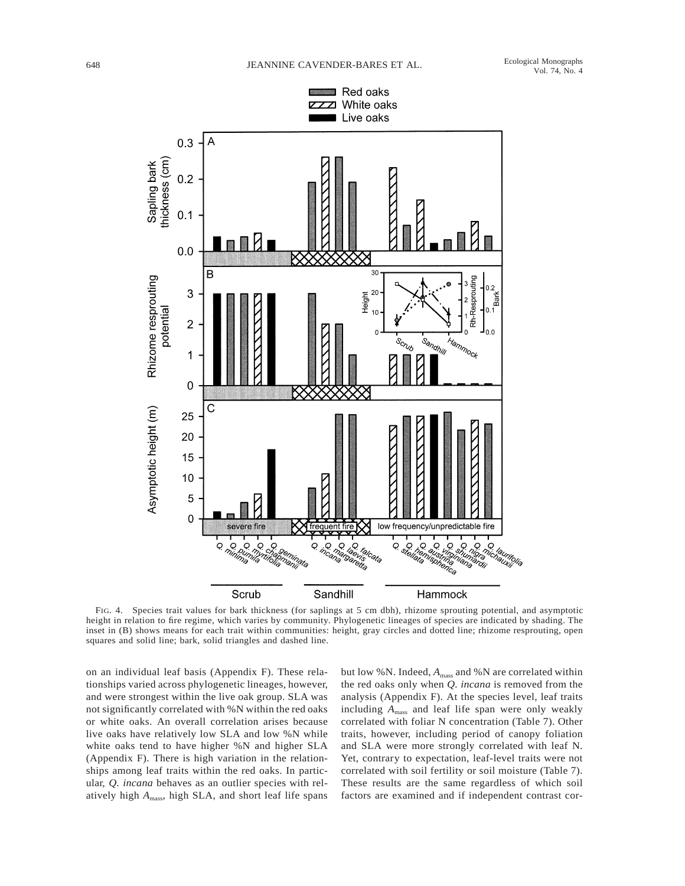FIG. 4. Species trait values for bark thickness (for saplings at 5 cm dbh), rhizome sprouting potential, and asymptotic height in relation to fire regime, which varies by community. Phylogenetic lineages of species are indicated by shading. The inset in (B) shows means for each trait within communities: height, gray circles and dotted line; rhizome resprouting, open squares and solid line; bark, solid triangles and dashed line.

on an individual leaf basis (Appendix F). These relationships varied across phylogenetic lineages, however, and were strongest within the live oak group. SLA was not significantly correlated with %N within the red oaks or white oaks. An overall correlation arises because live oaks have relatively low SLA and low %N while white oaks tend to have higher %N and higher SLA (Appendix F). There is high variation in the relationships among leaf traits within the red oaks. In particular, *Q. incana* behaves as an outlier species with relatively high $A_{mass}$, high SLA, and short leaf life spans but low %N. Indeed, $A_{mass}$ and %N are correlated within the red oaks only when *Q. incana* is removed from the analysis (Appendix F). At the species level, leaf traits including $A_{mass}$ and leaf life span were only weakly correlated with foliar N concentration (Table 7). Other traits, however, including period of canopy foliation and SLA were more strongly correlated with leaf N. Yet, contrary to expectation, leaf-level traits were not correlated with soil fertility or soil moisture (Table 7). These results are the same regardless of which soil factors are examined and if independent contrast cor-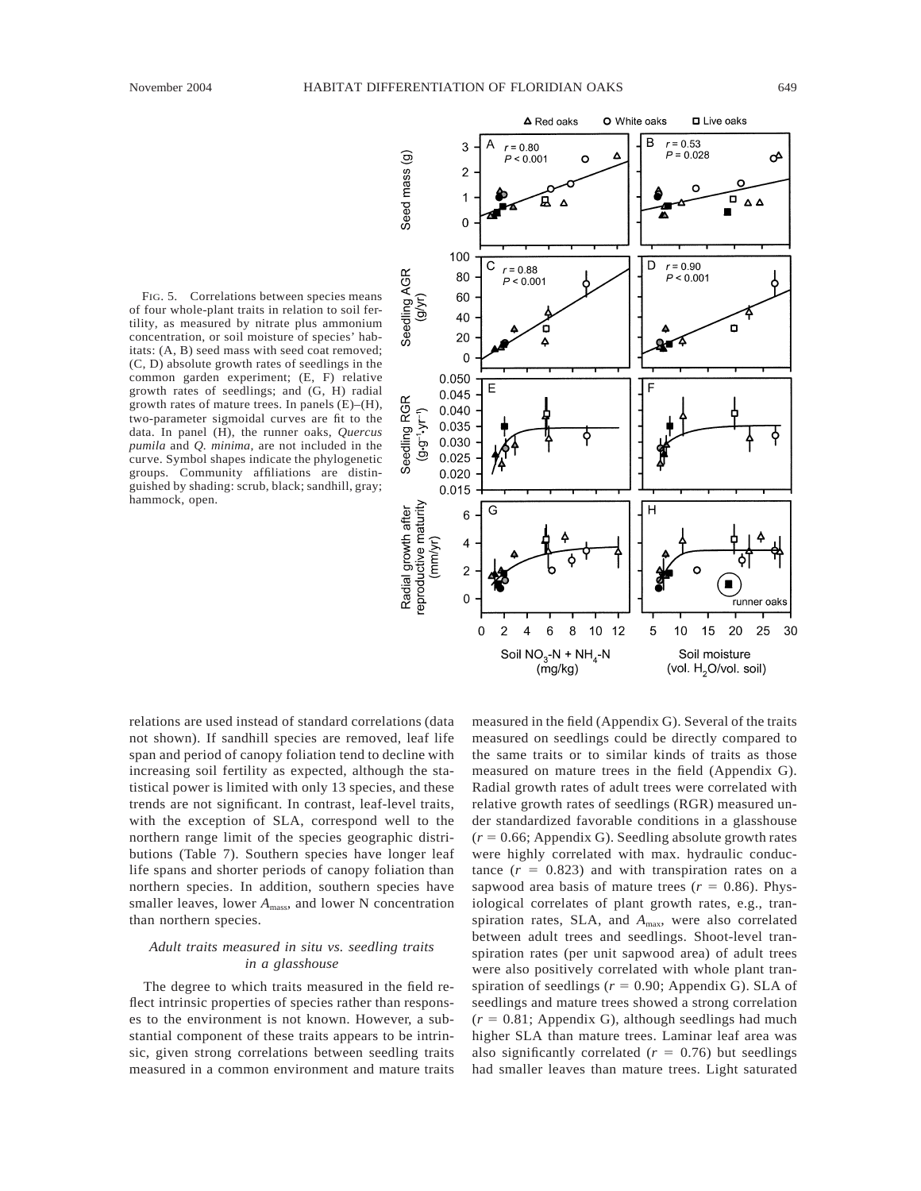FIG. 5. Correlations between species means of four whole-plant traits in relation to soil fertility, as measured by nitrate plus ammonium concentration, or soil moisture of species' habitats: (A, B) seed mass with seed coat removed; (C, D) absolute growth rates of seedlings in the common garden experiment; (E, F) relative growth rates of seedlings; and (G, H) radial growth rates of mature trees. In panels (E)–(H), two-parameter sigmoidal curves are fit to the data. In panel (H), the runner oaks, *Quercus pumila* and *Q. minima*, are not included in the curve. Symbol shapes indicate the phylogenetic groups. Community affiliations are distinguished by shading: scrub, black; sandhill, gray; hammock, open.

relations are used instead of standard correlations (data not shown). If sandhill species are removed, leaf life span and period of canopy foliation tend to decline with increasing soil fertility as expected, although the statistical power is limited with only 13 species, and these trends are not significant. In contrast, leaf-level traits, with the exception of SLA, correspond well to the northern range limit of the species geographic distributions (Table 7). Southern species have longer leaf life spans and shorter periods of canopy foliation than northern species. In addition, southern species have smaller leaves, lower $A_{mass}$, and lower N concentration than northern species.

### *Adult traits measured in situ vs. seedling traits in a glasshouse*

The degree to which traits measured in the field reflect intrinsic properties of species rather than responses to the environment is not known. However, a substantial component of these traits appears to be intrinsic, given strong correlations between seedling traits measured in a common environment and mature traits measured in the field (Appendix G). Several of the traits measured on seedlings could be directly compared to the same traits or to similar kinds of traits as those measured on mature trees in the field (Appendix G). Radial growth rates of adult trees were correlated with relative growth rates of seedlings (RGR) measured under standardized favorable conditions in a glasshouse ($r = 0.66$; Appendix G). Seedling absolute growth rates were highly correlated with max. hydraulic conductance ($r = 0.823$) and with transpiration rates on a sapwood area basis of mature trees ($r = 0.86$). Physiological correlates of plant growth rates, e.g., transpiration rates, SLA, and $A_{max}$, were also correlated between adult trees and seedlings. Shoot-level transpiration rates (per unit sapwood area) of adult trees were also positively correlated with whole plant transpiration of seedlings ($r = 0.90$; Appendix G). SLA of seedlings and mature trees showed a strong correlation ($r = 0.81$; Appendix G), although seedlings had much higher SLA than mature trees. Laminar leaf area was also significantly correlated ($r = 0.76$) but seedlings had smaller leaves than mature trees. Light saturated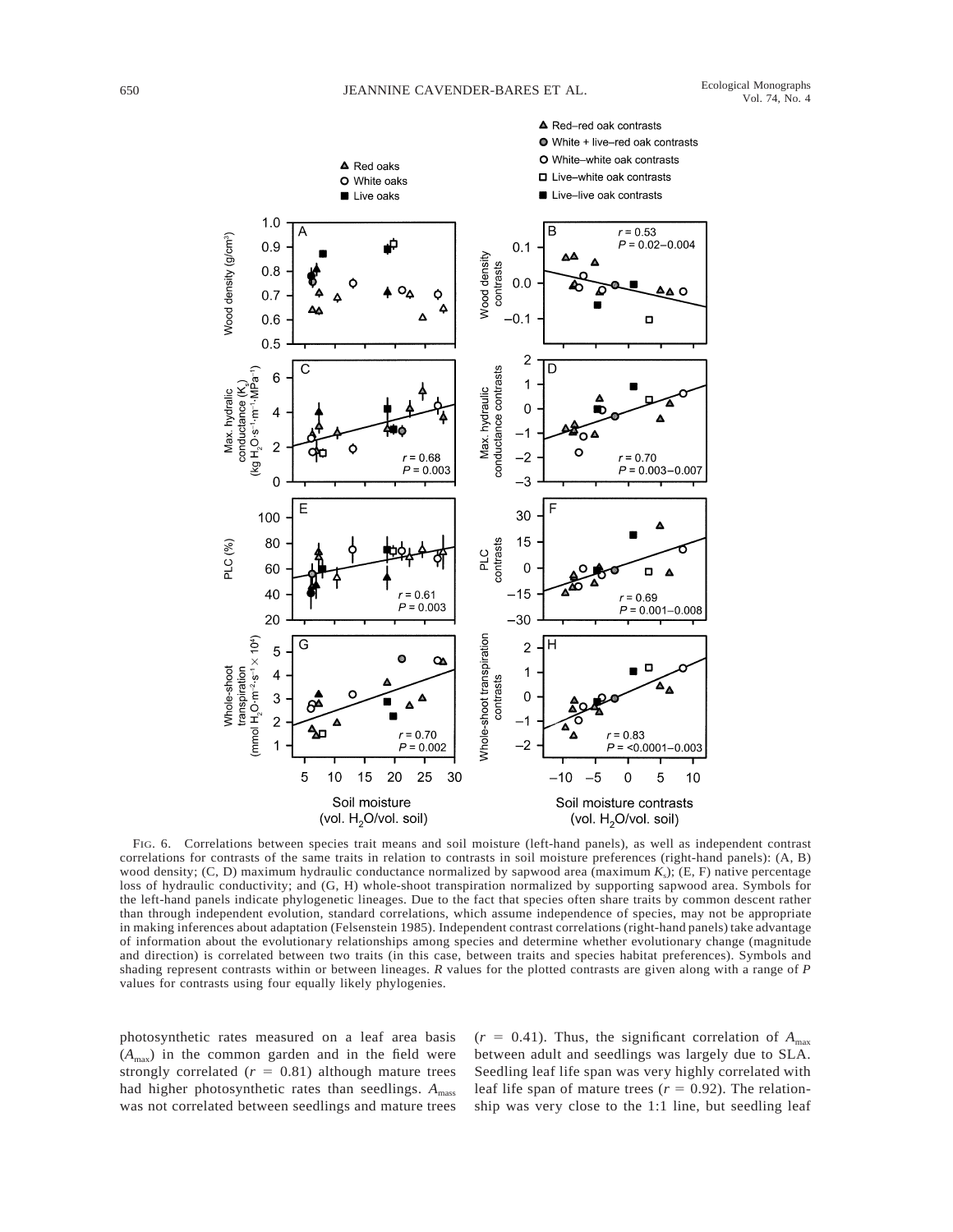FIG. 6. Correlations between species trait means and soil moisture (left-hand panels), as well as independent contrast correlations for contrasts of the same traits in relation to contrasts in soil moisture preferences (right-hand panels): (A, B) wood density; (C, D) maximum hydraulic conductance normalized by sapwood area (maximum $K_s$); (E, F) native percentage loss of hydraulic conductivity; and (G, H) whole-shoot transpiration normalized by supporting sapwood area. Symbols for the left-hand panels indicate phylogenetic lineages. Due to the fact that species often share traits by common descent rather than through independent evolution, standard correlations, which assume independence of species, may not be appropriate in making inferences about adaptation (Felsenstein 1985). Independent contrast correlations (right-hand panels) take advantage of information about the evolutionary relationships among species and determine whether evolutionary change (magnitude and direction) is correlated between two traits (in this case, between traits and species habitat preferences). Symbols and shading represent contrasts within or between lineages. *R* values for the plotted contrasts are given along with a range of *P* values for contrasts using four equally likely phylogenies.

photosynthetic rates measured on a leaf area basis ($A_{max}$) in the common garden and in the field were strongly correlated ($r = 0.81$) although mature trees had higher photosynthetic rates than seedlings. $A_{mass}$ was not correlated between seedlings and mature trees ($r = 0.41$). Thus, the significant correlation of $A_{max}$ between adult and seedlings was largely due to SLA. Seedling leaf life span was very highly correlated with leaf life span of mature trees ($r = 0.92$). The relationship was very close to the 1:1 line, but seedling leaf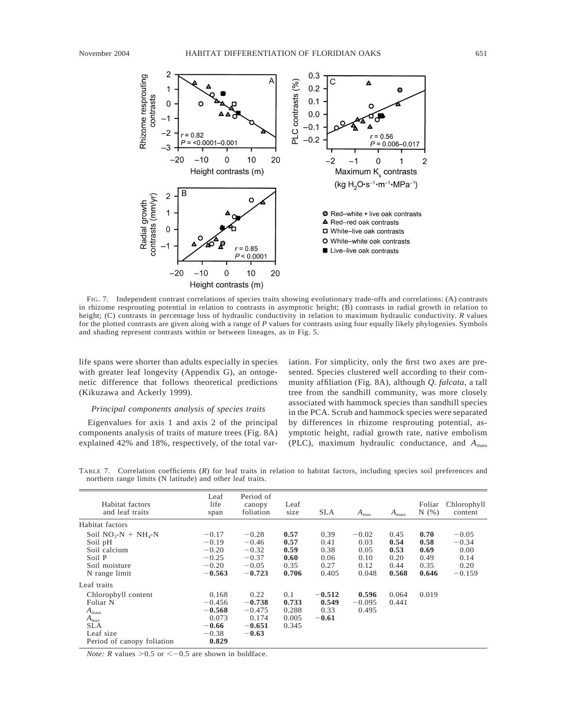FIG. 7. Independent contrast correlations of species traits showing evolutionary trade-offs and correlations: (A) contrasts in rhizome resprouting potential in relation to contrasts in asymptotic height; (B) contrasts in radial growth in relation to height; (C) contrasts in percentage loss of hydraulic conductivity in relation to maximum hydraulic conductivity. *R* values for the plotted contrasts are given along with a range of *P* values for contrasts using four equally likely phylogenies. Symbols and shading represent contrasts within or between lineages, as in Fig. 5.

life spans were shorter than adults especially in species with greater leaf longevity (Appendix G), an ontogenetic difference that follows theoretical predictions (Kikuzawa and Ackerly 1999).

### *Principal components analysis of species traits*

Eigenvalues for axis 1 and axis 2 of the principal components analysis of traits of mature trees (Fig. 8A) explained 42% and 18%, respectively, of the total variation. For simplicity, only the first two axes are presented. Species clustered well according to their community affiliation (Fig. 8A), although *Q. falcata*, a tall tree from the sandhill community, was more closely associated with hammock species than sandhill species in the PCA. Scrub and hammock species were separated by differences in rhizome resprouting potential, asymptotic height, radial growth rate, native embolism (PLC), maximum hydraulic conductance, and $A_{mass}$

TABLE 7. Correlation coefficients (*R*) for leaf traits in relation to habitat factors, including species soil preferences and northern range limits (N latitude) and other leaf traits.

| Habitat factors and leaf traits | Leaf life span | Period of canopy foliation | Leaf size | SLA | $A_{max}$ | $A_{mass}$ | Foliar N (%) | Chlorophyll content |
|---|---|---|---|---|---|---|---|---|
| Habitat factors | | | | | | | | |
| Soil $NO_3$-N + $NH_4$-N | −0.17 | −0.28 | **0.57** | 0.39 | −0.02 | 0.45 | **0.70** | −0.05 |
| Soil pH | −0.19 | −0.46 | **0.57** | 0.41 | 0.03 | **0.54** | **0.58** | −0.34 |
| Soil calcium | −0.20 | −0.32 | **0.59** | 0.38 | 0.05 | **0.53** | **0.69** | 0.00 |
| Soil P | −0.25 | −0.37 | **0.60** | 0.06 | 0.10 | 0.20 | 0.49 | 0.14 |
| Soil moisture | −0.20 | −0.05 | 0.35 | 0.27 | 0.12 | 0.44 | 0.35 | 0.20 |
| N range limit | **−0.563** | **−0.723** | **0.706** | 0.405 | 0.048 | **0.568** | **0.646** | −0.159 |
| Leaf traits | | | | | | | | |
| Chlorophyll content | 0.168 | 0.22 | 0.1 | **−0.512** | **0.596** | 0.064 | 0.019 | |
| Foliar N | −0.456 | **−0.738** | **0.733** | **0.549** | −0.095 | 0.441 | | |
| $A_{mass}$ | **−0.568** | −0.475 | 0.288 | 0.33 | 0.495 | | | |
| $A_{max}$ | 0.073 | 0.174 | 0.005 | **−0.61** | | | | |
| SLA | **−0.66** | **−0.651** | 0.345 | | | | | |
| Leaf size | −0.38 | **−0.63** | | | | | | |
| Period of canopy foliation | **0.829** | | | | | | | |

*Note: R* values >0.5 or <−0.5 are shown in boldface.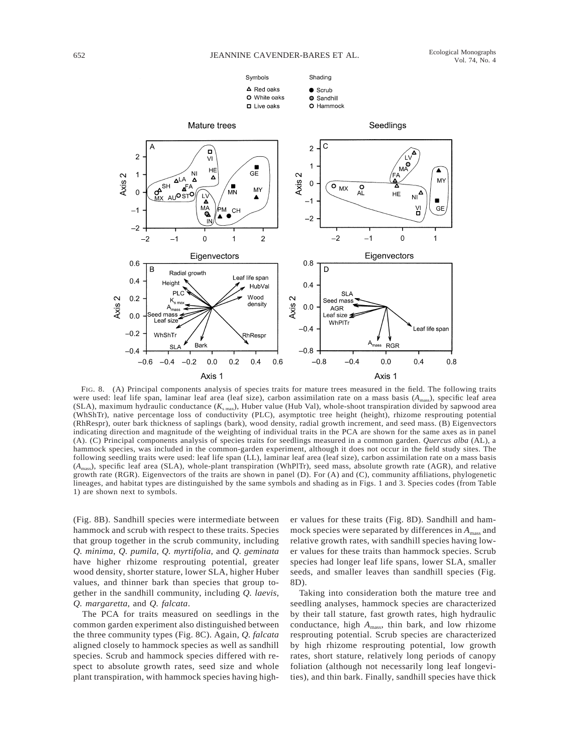FIG. 8. (A) Principal components analysis of species traits for mature trees measured in the field. The following traits were used: leaf life span, laminar leaf area (leaf size), carbon assimilation rate on a mass basis ($A_{mass}$), specific leaf area (SLA), maximum hydraulic conductance ($K_{s\,max}$), Huber value (Hub Val), whole-shoot transpiration divided by sapwood area (WhShTr), native percentage loss of conductivity (PLC), asymptotic tree height (height), rhizome resprouting potential (RhRespr), outer bark thickness of saplings (bark), wood density, radial growth increment, and seed mass. (B) Eigenvectors indicating direction and magnitude of the weighting of individual traits in the PCA are shown for the same axes as in panel (A). (C) Principal components analysis of species traits for seedlings measured in a common garden. *Quercus alba* (AL), a hammock species, was included in the common-garden experiment, although it does not occur in the field study sites. The following seedling traits were used: leaf life span (LL), laminar leaf area (leaf size), carbon assimilation rate on a mass basis ($A_{mass}$), specific leaf area (SLA), whole-plant transpiration (WhPlTr), seed mass, absolute growth rate (AGR), and relative growth rate (RGR). Eigenvectors of the traits are shown in panel (D). For (A) and (C), community affiliations, phylogenetic lineages, and habitat types are distinguished by the same symbols and shading as in Figs. 1 and 3. Species codes (from Table 1) are shown next to symbols.

(Fig. 8B). Sandhill species were intermediate between hammock and scrub with respect to these traits. Species that group together in the scrub community, including *Q. minima*, *Q. pumila*, *Q. myrtifolia*, and *Q. geminata* have higher rhizome resprouting potential, greater wood density, shorter stature, lower SLA, higher Huber values, and thinner bark than species that group together in the sandhill community, including *Q. laevis*, *Q. margaretta*, and *Q. falcata*.

The PCA for traits measured on seedlings in the common garden experiment also distinguished between the three community types (Fig. 8C). Again, *Q. falcata* aligned closely to hammock species as well as sandhill species. Scrub and hammock species differed with respect to absolute growth rates, seed size and whole plant transpiration, with hammock species having higher values for these traits (Fig. 8D). Sandhill and hammock species were separated by differences in $A_{mass}$ and relative growth rates, with sandhill species having lower values for these traits than hammock species. Scrub species had longer leaf life spans, lower SLA, smaller seeds, and smaller leaves than sandhill species (Fig. 8D).

Taking into consideration both the mature tree and seedling analyses, hammock species are characterized by their tall stature, fast growth rates, high hydraulic conductance, high $A_{mass}$, thin bark, and low rhizome resprouting potential. Scrub species are characterized by high rhizome resprouting potential, low growth rates, short stature, relatively long periods of canopy foliation (although not necessarily long leaf longevities), and thin bark. Finally, sandhill species have thick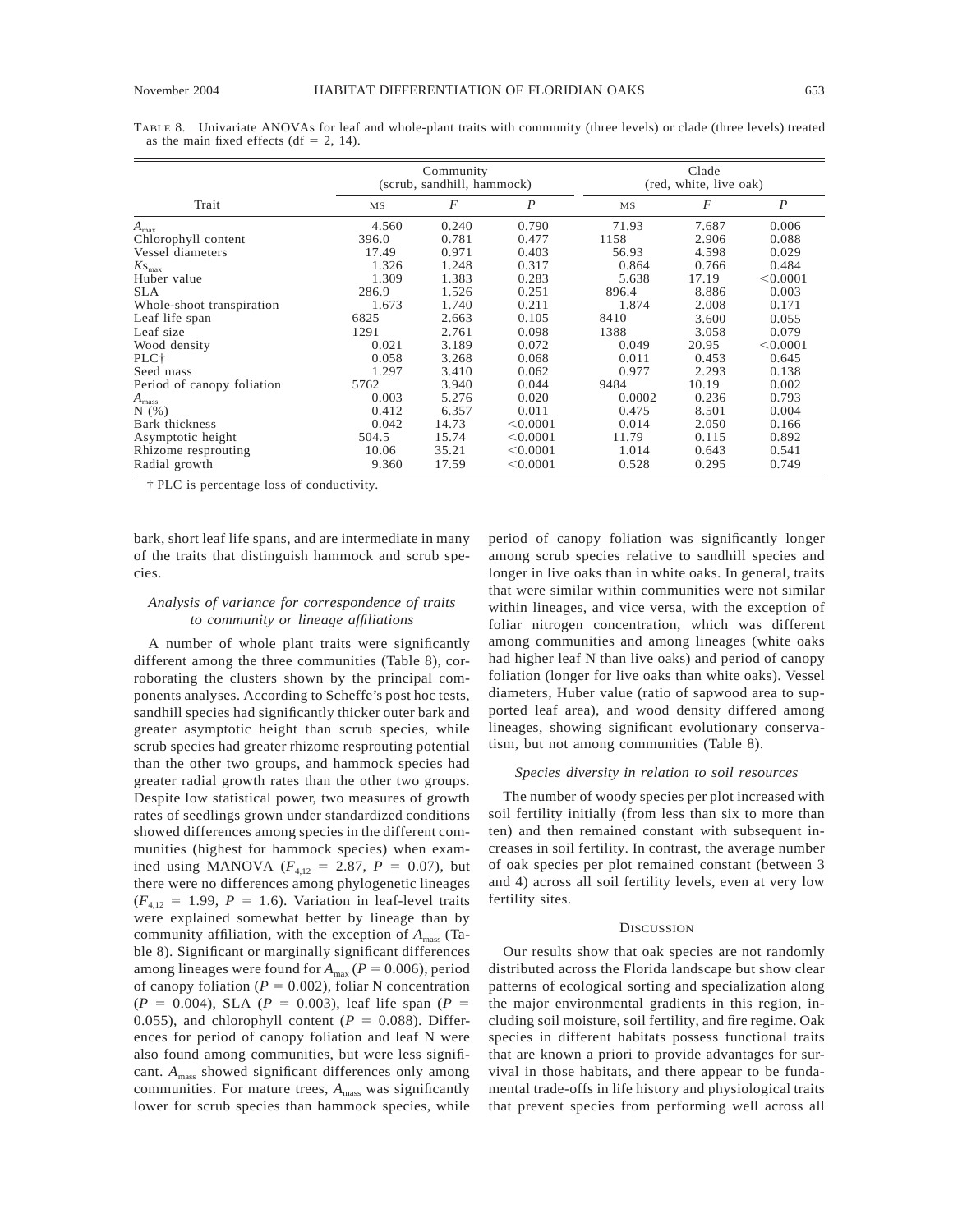TABLE 8. Univariate ANOVAs for leaf and whole-plant traits with community (three levels) or clade (three levels) treated as the main fixed effects (df = 2, 14).

| Trait | Community (scrub, sandhill, hammock) | | | Clade (red, white, live oak) | | |
|---|---|---|---|---|---|---|
| | MS | $F$ | $P$ | MS | $F$ | $P$ |
| $A_{max}$ | 4.560 | 0.240 | 0.790 | 71.93 | 7.687 | 0.006 |
| Chlorophyll content | 396.0 | 0.781 | 0.477 | 1158 | 2.906 | 0.088 |
| Vessel diameters | 17.49 | 0.971 | 0.403 | 56.93 | 4.598 | 0.029 |
| $Ks_{max}$ | 1.326 | 1.248 | 0.317 | 0.864 | 0.766 | 0.484 |
| Huber value | 1.309 | 1.383 | 0.283 | 5.638 | 17.19 | <0.0001 |
| SLA | 286.9 | 1.526 | 0.251 | 896.4 | 8.886 | 0.003 |
| Whole-shoot transpiration | 1.673 | 1.740 | 0.211 | 1.874 | 2.008 | 0.171 |
| Leaf life span | 6825 | 2.663 | 0.105 | 8410 | 3.600 | 0.055 |
| Leaf size | 1291 | 2.761 | 0.098 | 1388 | 3.058 | 0.079 |
| Wood density | 0.021 | 3.189 | 0.072 | 0.049 | 20.95 | <0.0001 |
| PLC† | 0.058 | 3.268 | 0.068 | 0.011 | 0.453 | 0.645 |
| Seed mass | 1.297 | 3.410 | 0.062 | 0.977 | 2.293 | 0.138 |
| Period of canopy foliation | 5762 | 3.940 | 0.044 | 9484 | 10.19 | 0.002 |
| $A_{mass}$ | 0.003 | 5.276 | 0.020 | 0.0002 | 0.236 | 0.793 |
| N (%) | 0.412 | 6.357 | 0.011 | 0.475 | 8.501 | 0.004 |
| Bark thickness | 0.042 | 14.73 | <0.0001 | 0.014 | 2.050 | 0.166 |
| Asymptotic height | 504.5 | 15.74 | <0.0001 | 11.79 | 0.115 | 0.892 |
| Rhizome resprouting | 10.06 | 35.21 | <0.0001 | 1.014 | 0.643 | 0.541 |
| Radial growth | 9.360 | 17.59 | <0.0001 | 0.528 | 0.295 | 0.749 |

† PLC is percentage loss of conductivity.

bark, short leaf life spans, and are intermediate in many of the traits that distinguish hammock and scrub species.

### *Analysis of variance for correspondence of traits to community or lineage affiliations*

A number of whole plant traits were significantly different among the three communities (Table 8), corroborating the clusters shown by the principal components analyses. According to Scheffe's post hoc tests, sandhill species had significantly thicker outer bark and greater asymptotic height than scrub species, while scrub species had greater rhizome resprouting potential than the other two groups, and hammock species had greater radial growth rates than the other two groups. Despite low statistical power, two measures of growth rates of seedlings grown under standardized conditions showed differences among species in the different communities (highest for hammock species) when examined using MANOVA ($F_{4,12}$ = 2.87, $P$ = 0.07), but there were no differences among phylogenetic lineages ($F_{4,12}$ = 1.99, $P$ = 1.6). Variation in leaf-level traits were explained somewhat better by lineage than by community affiliation, with the exception of $A_{mass}$ (Table 8). Significant or marginally significant differences among lineages were found for $A_{max}$ ($P$ = 0.006), period of canopy foliation ($P$ = 0.002), foliar N concentration ($P$ = 0.004), SLA ($P$ = 0.003), leaf life span ($P$ = 0.055), and chlorophyll content ($P$ = 0.088). Differences for period of canopy foliation and leaf N were also found among communities, but were less significant. $A_{mass}$ showed significant differences only among communities. For mature trees, $A_{mass}$ was significantly lower for scrub species than hammock species, while period of canopy foliation was significantly longer among scrub species relative to sandhill species and longer in live oaks than in white oaks. In general, traits that were similar within communities were not similar within lineages, and vice versa, with the exception of foliar nitrogen concentration, which was different among communities and among lineages (white oaks had higher leaf N than live oaks) and period of canopy foliation (longer for live oaks than white oaks). Vessel diameters, Huber value (ratio of sapwood area to supported leaf area), and wood density differed among lineages, showing significant evolutionary conservatism, but not among communities (Table 8).

### *Species diversity in relation to soil resources*

The number of woody species per plot increased with soil fertility initially (from less than six to more than ten) and then remained constant with subsequent increases in soil fertility. In contrast, the average number of oak species per plot remained constant (between 3 and 4) across all soil fertility levels, even at very low fertility sites.

## DISCUSSION

Our results show that oak species are not randomly distributed across the Florida landscape but show clear patterns of ecological sorting and specialization along the major environmental gradients in this region, including soil moisture, soil fertility, and fire regime. Oak species in different habitats possess functional traits that are known a priori to provide advantages for survival in those habitats, and there appear to be fundamental trade-offs in life history and physiological traits that prevent species from performing well across all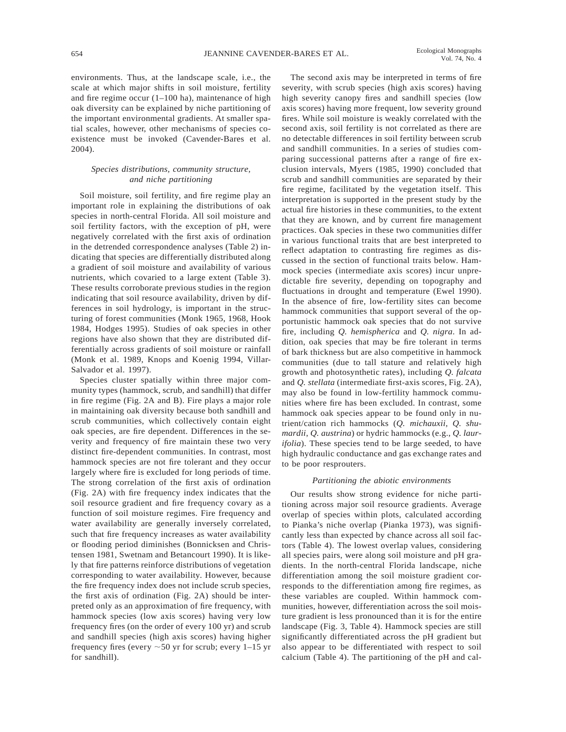environments. Thus, at the landscape scale, i.e., the scale at which major shifts in soil moisture, fertility and fire regime occur (1–100 ha), maintenance of high oak diversity can be explained by niche partitioning of the important environmental gradients. At smaller spatial scales, however, other mechanisms of species coexistence must be invoked (Cavender-Bares et al. 2004).

### *Species distributions, community structure, and niche partitioning*

Soil moisture, soil fertility, and fire regime play an important role in explaining the distributions of oak species in north-central Florida. All soil moisture and soil fertility factors, with the exception of pH, were negatively correlated with the first axis of ordination in the detrended correspondence analyses (Table 2) indicating that species are differentially distributed along a gradient of soil moisture and availability of various nutrients, which covaried to a large extent (Table 3). These results corroborate previous studies in the region indicating that soil resource availability, driven by differences in soil hydrology, is important in the structuring of forest communities (Monk 1965, 1968, Hook 1984, Hodges 1995). Studies of oak species in other regions have also shown that they are distributed differentially across gradients of soil moisture or rainfall (Monk et al. 1989, Knops and Koenig 1994, Villar-Salvador et al. 1997).

Species cluster spatially within three major community types (hammock, scrub, and sandhill) that differ in fire regime (Fig. 2A and B). Fire plays a major role in maintaining oak diversity because both sandhill and scrub communities, which collectively contain eight oak species, are fire dependent. Differences in the severity and frequency of fire maintain these two very distinct fire-dependent communities. In contrast, most hammock species are not fire tolerant and they occur largely where fire is excluded for long periods of time. The strong correlation of the first axis of ordination (Fig. 2A) with fire frequency index indicates that the soil resource gradient and fire frequency covary as a function of soil moisture regimes. Fire frequency and water availability are generally inversely correlated, such that fire frequency increases as water availability or flooding period diminishes (Bonnicksen and Christensen 1981, Swetnam and Betancourt 1990). It is likely that fire patterns reinforce distributions of vegetation corresponding to water availability. However, because the fire frequency index does not include scrub species, the first axis of ordination (Fig. 2A) should be interpreted only as an approximation of fire frequency, with hammock species (low axis scores) having very low frequency fires (on the order of every 100 yr) and scrub and sandhill species (high axis scores) having higher frequency fires (every ~50 yr for scrub; every 1–15 yr for sandhill).

The second axis may be interpreted in terms of fire severity, with scrub species (high axis scores) having high severity canopy fires and sandhill species (low axis scores) having more frequent, low severity ground fires. While soil moisture is weakly correlated with the second axis, soil fertility is not correlated as there are no detectable differences in soil fertility between scrub and sandhill communities. In a series of studies comparing successional patterns after a range of fire exclusion intervals, Myers (1985, 1990) concluded that scrub and sandhill communities are separated by their fire regime, facilitated by the vegetation itself. This interpretation is supported in the present study by the actual fire histories in these communities, to the extent that they are known, and by current fire management practices. Oak species in these two communities differ in various functional traits that are best interpreted to reflect adaptation to contrasting fire regimes as discussed in the section of functional traits below. Hammock species (intermediate axis scores) incur unpredictable fire severity, depending on topography and fluctuations in drought and temperature (Ewel 1990). In the absence of fire, low-fertility sites can become hammock communities that support several of the opportunistic hammock oak species that do not survive fire, including *Q. hemispherica* and *Q. nigra*. In addition, oak species that may be fire tolerant in terms of bark thickness but are also competitive in hammock communities (due to tall stature and relatively high growth and photosynthetic rates), including *Q. falcata* and *Q. stellata* (intermediate first-axis scores, Fig. 2A), may also be found in low-fertility hammock communities where fire has been excluded. In contrast, some hammock oak species appear to be found only in nutrient/cation rich hammocks (*Q. michauxii*, *Q. shumardii*, *Q. austrina*) or hydric hammocks (e.g., *Q. laurifolia*). These species tend to be large seeded, to have high hydraulic conductance and gas exchange rates and to be poor resprouters.

### *Partitioning the abiotic environments*

Our results show strong evidence for niche partitioning across major soil resource gradients. Average overlap of species within plots, calculated according to Pianka's niche overlap (Pianka 1973), was significantly less than expected by chance across all soil factors (Table 4). The lowest overlap values, considering all species pairs, were along soil moisture and pH gradients. In the north-central Florida landscape, niche differentiation among the soil moisture gradient corresponds to the differentiation among fire regimes, as these variables are coupled. Within hammock communities, however, differentiation across the soil moisture gradient is less pronounced than it is for the entire landscape (Fig. 3, Table 4). Hammock species are still significantly differentiated across the pH gradient but also appear to be differentiated with respect to soil calcium (Table 4). The partitioning of the pH and cal-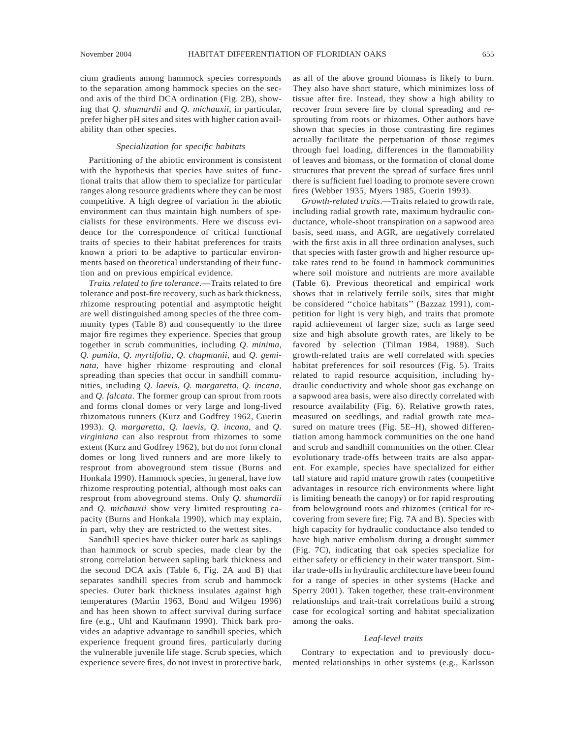cium gradients among hammock species corresponds to the separation among hammock species on the second axis of the third DCA ordination (Fig. 2B), showing that *Q. shumardii* and *Q. michauxii*, in particular, prefer higher pH sites and sites with higher cation availability than other species.

### *Specialization for specific habitats*

Partitioning of the abiotic environment is consistent with the hypothesis that species have suites of functional traits that allow them to specialize for particular ranges along resource gradients where they can be most competitive. A high degree of variation in the abiotic environment can thus maintain high numbers of specialists for these environments. Here we discuss evidence for the correspondence of critical functional traits of species to their habitat preferences for traits known a priori to be adaptive to particular environments based on theoretical understanding of their function and on previous empirical evidence.

*Traits related to fire tolerance*.—Traits related to fire tolerance and post-fire recovery, such as bark thickness, rhizome resprouting potential and asymptotic height are well distinguished among species of the three community types (Table 8) and consequently to the three major fire regimes they experience. Species that group together in scrub communities, including *Q. minima*, *Q. pumila*, *Q. myrtifolia*, *Q. chapmanii*, and *Q. geminata*, have higher rhizome resprouting and clonal spreading than species that occur in sandhill communities, including *Q. laevis*, *Q. margaretta*, *Q. incana*, and *Q. falcata*. The former group can sprout from roots and forms clonal domes or very large and long-lived rhizomatous runners (Kurz and Godfrey 1962, Guerin 1993). *Q. margaretta*, *Q. laevis*, *Q. incana*, and *Q. virginiana* can also resprout from rhizomes to some extent (Kurz and Godfrey 1962), but do not form clonal domes or long lived runners and are more likely to resprout from aboveground stem tissue (Burns and Honkala 1990). Hammock species, in general, have low rhizome resprouting potential, although most oaks can resprout from aboveground stems. Only *Q. shumardii* and *Q. michauxii* show very limited resprouting capacity (Burns and Honkala 1990), which may explain, in part, why they are restricted to the wettest sites.

Sandhill species have thicker outer bark as saplings than hammock or scrub species, made clear by the strong correlation between sapling bark thickness and the second DCA axis (Table 6, Fig. 2A and B) that separates sandhill species from scrub and hammock species. Outer bark thickness insulates against high temperatures (Martin 1963, Bond and Wilgen 1996) and has been shown to affect survival during surface fire (e.g., Uhl and Kaufmann 1990). Thick bark provides an adaptive advantage to sandhill species, which experience frequent ground fires, particularly during the vulnerable juvenile life stage. Scrub species, which experience severe fires, do not invest in protective bark, as all of the above ground biomass is likely to burn. They also have short stature, which minimizes loss of tissue after fire. Instead, they show a high ability to recover from severe fire by clonal spreading and resprouting from roots or rhizomes. Other authors have shown that species in those contrasting fire regimes actually facilitate the perpetuation of those regimes through fuel loading, differences in the flammability of leaves and biomass, or the formation of clonal dome structures that prevent the spread of surface fires until there is sufficient fuel loading to promote severe crown fires (Webber 1935, Myers 1985, Guerin 1993).

*Growth-related traits*.—Traits related to growth rate, including radial growth rate, maximum hydraulic conductance, whole-shoot transpiration on a sapwood area basis, seed mass, and AGR, are negatively correlated with the first axis in all three ordination analyses, such that species with faster growth and higher resource uptake rates tend to be found in hammock communities where soil moisture and nutrients are more available (Table 6). Previous theoretical and empirical work shows that in relatively fertile soils, sites that might be considered ''choice habitats'' (Bazzaz 1991), competition for light is very high, and traits that promote rapid achievement of larger size, such as large seed size and high absolute growth rates, are likely to be favored by selection (Tilman 1984, 1988). Such growth-related traits are well correlated with species habitat preferences for soil resources (Fig. 5). Traits related to rapid resource acquisition, including hydraulic conductivity and whole shoot gas exchange on a sapwood area basis, were also directly correlated with resource availability (Fig. 6). Relative growth rates, measured on seedlings, and radial growth rate measured on mature trees (Fig. 5E–H), showed differentiation among hammock communities on the one hand and scrub and sandhill communities on the other. Clear evolutionary trade-offs between traits are also apparent. For example, species have specialized for either tall stature and rapid mature growth rates (competitive advantages in resource rich environments where light is limiting beneath the canopy) or for rapid resprouting from belowground roots and rhizomes (critical for recovering from severe fire; Fig. 7A and B). Species with high capacity for hydraulic conductance also tended to have high native embolism during a drought summer (Fig. 7C), indicating that oak species specialize for either safety or efficiency in their water transport. Similar trade-offs in hydraulic architecture have been found for a range of species in other systems (Hacke and Sperry 2001). Taken together, these trait-environment relationships and trait-trait correlations build a strong case for ecological sorting and habitat specialization among the oaks.

### *Leaf-level traits*

Contrary to expectation and to previously documented relationships in other systems (e.g., Karlsson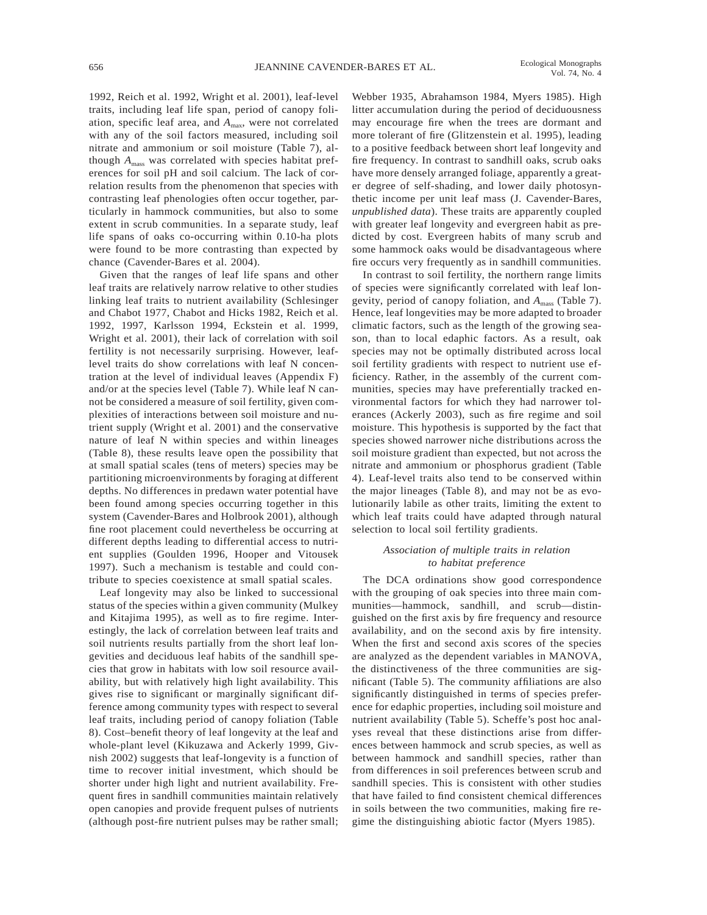1992, Reich et al. 1992, Wright et al. 2001), leaf-level traits, including leaf life span, period of canopy foliation, specific leaf area, and $A_{max}$, were not correlated with any of the soil factors measured, including soil nitrate and ammonium or soil moisture (Table 7), although $A_{mass}$ was correlated with species habitat preferences for soil pH and soil calcium. The lack of correlation results from the phenomenon that species with contrasting leaf phenologies often occur together, particularly in hammock communities, but also to some extent in scrub communities. In a separate study, leaf life spans of oaks co-occurring within 0.10-ha plots were found to be more contrasting than expected by chance (Cavender-Bares et al. 2004).

Given that the ranges of leaf life spans and other leaf traits are relatively narrow relative to other studies linking leaf traits to nutrient availability (Schlesinger and Chabot 1977, Chabot and Hicks 1982, Reich et al. 1992, 1997, Karlsson 1994, Eckstein et al. 1999, Wright et al. 2001), their lack of correlation with soil fertility is not necessarily surprising. However, leaf-level traits do show correlations with leaf N concentration at the level of individual leaves (Appendix F) and/or at the species level (Table 7). While leaf N cannot be considered a measure of soil fertility, given complexities of interactions between soil moisture and nutrient supply (Wright et al. 2001) and the conservative nature of leaf N within species and within lineages (Table 8), these results leave open the possibility that at small spatial scales (tens of meters) species may be partitioning microenvironments by foraging at different depths. No differences in predawn water potential have been found among species occurring together in this system (Cavender-Bares and Holbrook 2001), although fine root placement could nevertheless be occurring at different depths leading to differential access to nutrient supplies (Goulden 1996, Hooper and Vitousek 1997). Such a mechanism is testable and could contribute to species coexistence at small spatial scales.

Leaf longevity may also be linked to successional status of the species within a given community (Mulkey and Kitajima 1995), as well as to fire regime. Interestingly, the lack of correlation between leaf traits and soil nutrients results partially from the short leaf longevities and deciduous leaf habits of the sandhill species that grow in habitats with low soil resource availability, but with relatively high light availability. This gives rise to significant or marginally significant difference among community types with respect to several leaf traits, including period of canopy foliation (Table 8). Cost–benefit theory of leaf longevity at the leaf and whole-plant level (Kikuzawa and Ackerly 1999, Givnish 2002) suggests that leaf-longevity is a function of time to recover initial investment, which should be shorter under high light and nutrient availability. Frequent fires in sandhill communities maintain relatively open canopies and provide frequent pulses of nutrients (although post-fire nutrient pulses may be rather small; Webber 1935, Abrahamson 1984, Myers 1985). High litter accumulation during the period of deciduousness may encourage fire when the trees are dormant and more tolerant of fire (Glitzenstein et al. 1995), leading to a positive feedback between short leaf longevity and fire frequency. In contrast to sandhill oaks, scrub oaks have more densely arranged foliage, apparently a greater degree of self-shading, and lower daily photosynthetic income per unit leaf mass (J. Cavender-Bares, *unpublished data*). These traits are apparently coupled with greater leaf longevity and evergreen habit as predicted by cost. Evergreen habits of many scrub and some hammock oaks would be disadvantageous where fire occurs very frequently as in sandhill communities.

In contrast to soil fertility, the northern range limits of species were significantly correlated with leaf longevity, period of canopy foliation, and $A_{mass}$ (Table 7). Hence, leaf longevities may be more adapted to broader climatic factors, such as the length of the growing season, than to local edaphic factors. As a result, oak species may not be optimally distributed across local soil fertility gradients with respect to nutrient use efficiency. Rather, in the assembly of the current communities, species may have preferentially tracked environmental factors for which they had narrower tolerances (Ackerly 2003), such as fire regime and soil moisture. This hypothesis is supported by the fact that species showed narrower niche distributions across the soil moisture gradient than expected, but not across the nitrate and ammonium or phosphorus gradient (Table 4). Leaf-level traits also tend to be conserved within the major lineages (Table 8), and may not be as evolutionarily labile as other traits, limiting the extent to which leaf traits could have adapted through natural selection to local soil fertility gradients.

### *Association of multiple traits in relation to habitat preference*

The DCA ordinations show good correspondence with the grouping of oak species into three main communities—hammock, sandhill, and scrub—distinguished on the first axis by fire frequency and resource availability, and on the second axis by fire intensity. When the first and second axis scores of the species are analyzed as the dependent variables in MANOVA, the distinctiveness of the three communities are significant (Table 5). The community affiliations are also significantly distinguished in terms of species preference for edaphic properties, including soil moisture and nutrient availability (Table 5). Scheffe's post hoc analyses reveal that these distinctions arise from differences between hammock and scrub species, as well as between hammock and sandhill species, rather than from differences in soil preferences between scrub and sandhill species. This is consistent with other studies that have failed to find consistent chemical differences in soils between the two communities, making fire regime the distinguishing abiotic factor (Myers 1985).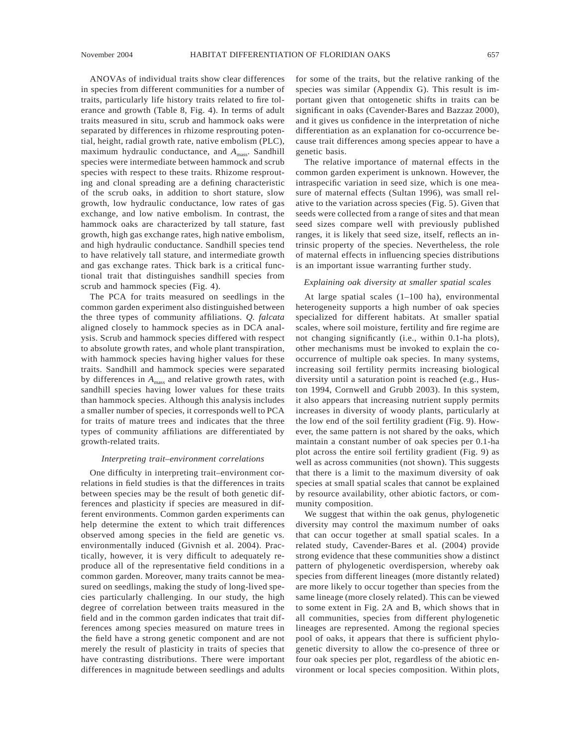ANOVAs of individual traits show clear differences in species from different communities for a number of traits, particularly life history traits related to fire tolerance and growth (Table 8, Fig. 4). In terms of adult traits measured in situ, scrub and hammock oaks were separated by differences in rhizome resprouting potential, height, radial growth rate, native embolism (PLC), maximum hydraulic conductance, and $A_{mass}$. Sandhill species were intermediate between hammock and scrub species with respect to these traits. Rhizome resprouting and clonal spreading are a defining characteristic of the scrub oaks, in addition to short stature, slow growth, low hydraulic conductance, low rates of gas exchange, and low native embolism. In contrast, the hammock oaks are characterized by tall stature, fast growth, high gas exchange rates, high native embolism, and high hydraulic conductance. Sandhill species tend to have relatively tall stature, and intermediate growth and gas exchange rates. Thick bark is a critical functional trait that distinguishes sandhill species from scrub and hammock species (Fig. 4).

The PCA for traits measured on seedlings in the common garden experiment also distinguished between the three types of community affiliations. *Q. falcata* aligned closely to hammock species as in DCA analysis. Scrub and hammock species differed with respect to absolute growth rates, and whole plant transpiration, with hammock species having higher values for these traits. Sandhill and hammock species were separated by differences in $A_{mass}$ and relative growth rates, with sandhill species having lower values for these traits than hammock species. Although this analysis includes a smaller number of species, it corresponds well to PCA for traits of mature trees and indicates that the three types of community affiliations are differentiated by growth-related traits.

### *Interpreting trait–environment correlations*

One difficulty in interpreting trait–environment correlations in field studies is that the differences in traits between species may be the result of both genetic differences and plasticity if species are measured in different environments. Common garden experiments can help determine the extent to which trait differences observed among species in the field are genetic vs. environmentally induced (Givnish et al. 2004). Practically, however, it is very difficult to adequately reproduce all of the representative field conditions in a common garden. Moreover, many traits cannot be measured on seedlings, making the study of long-lived species particularly challenging. In our study, the high degree of correlation between traits measured in the field and in the common garden indicates that trait differences among species measured on mature trees in the field have a strong genetic component and are not merely the result of plasticity in traits of species that have contrasting distributions. There were important differences in magnitude between seedlings and adults for some of the traits, but the relative ranking of the species was similar (Appendix G). This result is important given that ontogenetic shifts in traits can be significant in oaks (Cavender-Bares and Bazzaz 2000), and it gives us confidence in the interpretation of niche differentiation as an explanation for co-occurrence because trait differences among species appear to have a genetic basis.

The relative importance of maternal effects in the common garden experiment is unknown. However, the intraspecific variation in seed size, which is one measure of maternal effects (Sultan 1996), was small relative to the variation across species (Fig. 5). Given that seeds were collected from a range of sites and that mean seed sizes compare well with previously published ranges, it is likely that seed size, itself, reflects an intrinsic property of the species. Nevertheless, the role of maternal effects in influencing species distributions is an important issue warranting further study.

### *Explaining oak diversity at smaller spatial scales*

At large spatial scales (1–100 ha), environmental heterogeneity supports a high number of oak species specialized for different habitats. At smaller spatial scales, where soil moisture, fertility and fire regime are not changing significantly (i.e., within 0.1-ha plots), other mechanisms must be invoked to explain the co-occurrence of multiple oak species. In many systems, increasing soil fertility permits increasing biological diversity until a saturation point is reached (e.g., Huston 1994, Cornwell and Grubb 2003). In this system, it also appears that increasing nutrient supply permits increases in diversity of woody plants, particularly at the low end of the soil fertility gradient (Fig. 9). However, the same pattern is not shared by the oaks, which maintain a constant number of oak species per 0.1-ha plot across the entire soil fertility gradient (Fig. 9) as well as across communities (not shown). This suggests that there is a limit to the maximum diversity of oak species at small spatial scales that cannot be explained by resource availability, other abiotic factors, or community composition.

We suggest that within the oak genus, phylogenetic diversity may control the maximum number of oaks that can occur together at small spatial scales. In a related study, Cavender-Bares et al. (2004) provide strong evidence that these communities show a distinct pattern of phylogenetic overdispersion, whereby oak species from different lineages (more distantly related) are more likely to occur together than species from the same lineage (more closely related). This can be viewed to some extent in Fig. 2A and B, which shows that in all communities, species from different phylogenetic lineages are represented. Among the regional species pool of oaks, it appears that there is sufficient phylogenetic diversity to allow the co-presence of three or four oak species per plot, regardless of the abiotic environment or local species composition. Within plots,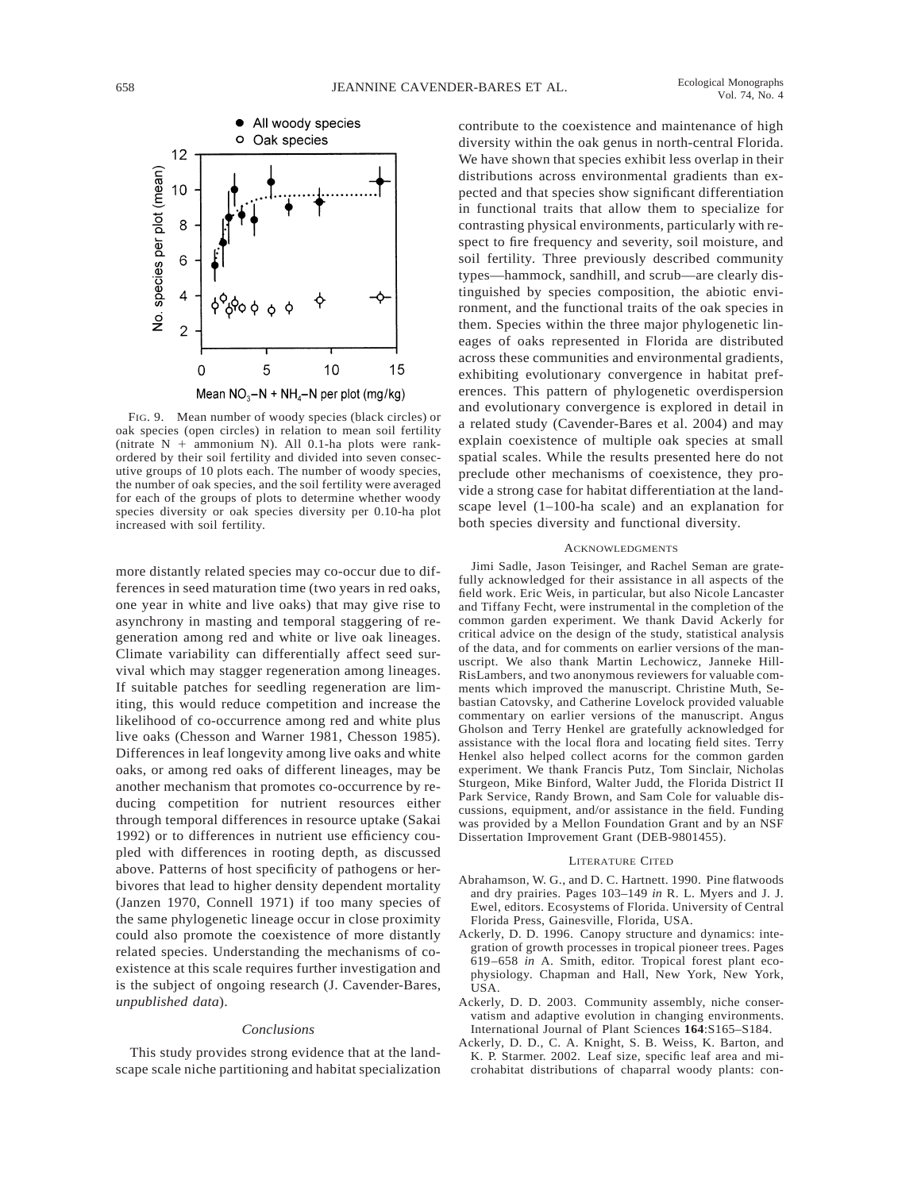FIG. 9. Mean number of woody species (black circles) or oak species (open circles) in relation to mean soil fertility (nitrate N + ammonium N). All 0.1-ha plots were rank-ordered by their soil fertility and divided into seven consecutive groups of 10 plots each. The number of woody species, the number of oak species, and the soil fertility were averaged for each of the groups of plots to determine whether woody species diversity or oak species diversity per 0.10-ha plot increased with soil fertility.

more distantly related species may co-occur due to differences in seed maturation time (two years in red oaks, one year in white and live oaks) that may give rise to asynchrony in masting and temporal staggering of regeneration among red and white or live oak lineages. Climate variability can differentially affect seed survival which may stagger regeneration among lineages. If suitable patches for seedling regeneration are limiting, this would reduce competition and increase the likelihood of co-occurrence among red and white plus live oaks (Chesson and Warner 1981, Chesson 1985). Differences in leaf longevity among live oaks and white oaks, or among red oaks of different lineages, may be another mechanism that promotes co-occurrence by reducing competition for nutrient resources either through temporal differences in resource uptake (Sakai 1992) or to differences in nutrient use efficiency coupled with differences in rooting depth, as discussed above. Patterns of host specificity of pathogens or herbivores that lead to higher density dependent mortality (Janzen 1970, Connell 1971) if too many species of the same phylogenetic lineage occur in close proximity could also promote the coexistence of more distantly related species. Understanding the mechanisms of coexistence at this scale requires further investigation and is the subject of ongoing research (J. Cavender-Bares, *unpublished data*).

### *Conclusions*

This study provides strong evidence that at the landscape scale niche partitioning and habitat specialization contribute to the coexistence and maintenance of high diversity within the oak genus in north-central Florida. We have shown that species exhibit less overlap in their distributions across environmental gradients than expected and that species show significant differentiation in functional traits that allow them to specialize for contrasting physical environments, particularly with respect to fire frequency and severity, soil moisture, and soil fertility. Three previously described community types—hammock, sandhill, and scrub—are clearly distinguished by species composition, the abiotic environment, and the functional traits of the oak species in them. Species within the three major phylogenetic lineages of oaks represented in Florida are distributed across these communities and environmental gradients, exhibiting evolutionary convergence in habitat preferences. This pattern of phylogenetic overdispersion and evolutionary convergence is explored in detail in a related study (Cavender-Bares et al. 2004) and may explain coexistence of multiple oak species at small spatial scales. While the results presented here do not preclude other mechanisms of coexistence, they provide a strong case for habitat differentiation at the landscape level (1–100-ha scale) and an explanation for both species diversity and functional diversity.

## ACKNOWLEDGMENTS

Jimi Sadle, Jason Teisinger, and Rachel Seman are gratefully acknowledged for their assistance in all aspects of the field work. Eric Weis, in particular, but also Nicole Lancaster and Tiffany Fecht, were instrumental in the completion of the common garden experiment. We thank David Ackerly for critical advice on the design of the study, statistical analysis of the data, and for comments on earlier versions of the manuscript. We also thank Martin Lechowicz, Janneke Hill-RisLambers, and two anonymous reviewers for valuable comments which improved the manuscript. Christine Muth, Sebastian Catovsky, and Catherine Lovelock provided valuable commentary on earlier versions of the manuscript. Angus Gholson and Terry Henkel are gratefully acknowledged for assistance with the local flora and locating field sites. Terry Henkel also helped collect acorns for the common garden experiment. We thank Francis Putz, Tom Sinclair, Nicholas Sturgeon, Mike Binford, Walter Judd, the Florida District II Park Service, Randy Brown, and Sam Cole for valuable discussions, equipment, and/or assistance in the field. Funding was provided by a Mellon Foundation Grant and by an NSF Dissertation Improvement Grant (DEB-9801455).

## LITERATURE CITED

Abrahamson, W. G., and D. C. Hartnett. 1990. Pine flatwoods and dry prairies. Pages 103–149 *in* R. L. Myers and J. J. Ewel, editors. Ecosystems of Florida. University of Central Florida Press, Gainesville, Florida, USA.

Ackerly, D. D. 1996. Canopy structure and dynamics: integration of growth processes in tropical pioneer trees. Pages 619–658 *in* A. Smith, editor. Tropical forest plant ecophysiology. Chapman and Hall, New York, New York, USA.

Ackerly, D. D. 2003. Community assembly, niche conservatism and adaptive evolution in changing environments. International Journal of Plant Sciences **164**:S165–S184.

Ackerly, D. D., C. A. Knight, S. B. Weiss, K. Barton, and K. P. Starmer. 2002. Leaf size, specific leaf area and microhabitat distributions of chaparral woody plants: con-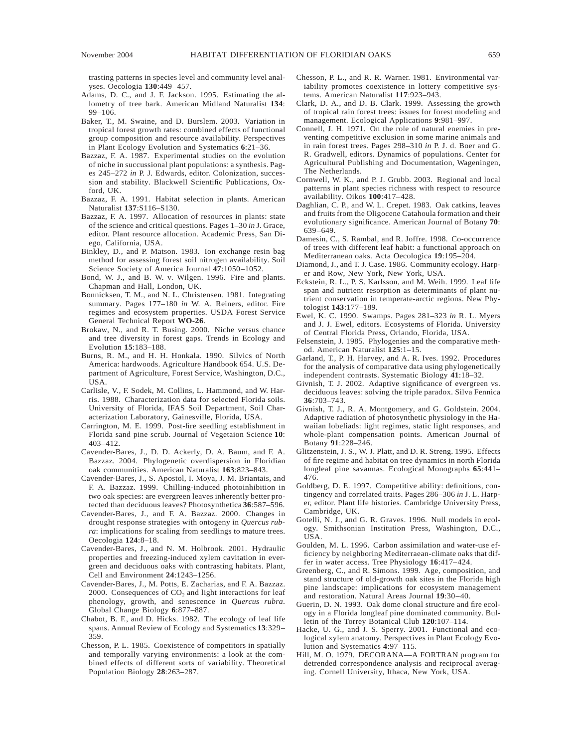trasting patterns in species level and community level analyses. Oecologia **130**:449–457.

Adams, D. C., and J. F. Jackson. 1995. Estimating the allometry of tree bark. American Midland Naturalist **134**: 99–106.

Baker, T., M. Swaine, and D. Burslem. 2003. Variation in tropical forest growth rates: combined effects of functional group composition and resource availability. Perspectives in Plant Ecology Evolution and Systematics **6**:21–36.

Bazzaz, F. A. 1987. Experimental studies on the evolution of niche in succussional plant populations: a synthesis. Pages 245–272 *in* P. J. Edwards, editor. Colonization, succession and stability. Blackwell Scientific Publications, Oxford, UK.

Bazzaz, F. A. 1991. Habitat selection in plants. American Naturalist **137**:S116–S130.

Bazzaz, F. A. 1997. Allocation of resources in plants: state of the science and critical questions. Pages 1–30 *in* J. Grace, editor. Plant resource allocation. Academic Press, San Diego, California, USA.

Binkley, D., and P. Matson. 1983. Ion exchange resin bag method for assessing forest soil nitrogen availability. Soil Science Society of America Journal **47**:1050–1052.

Bond, W. J., and B. W. v. Wilgen. 1996. Fire and plants. Chapman and Hall, London, UK.

Bonnicksen, T. M., and N. L. Christensen. 1981. Integrating summary. Pages 177–180 *in* W. A. Reiners, editor. Fire regimes and ecosystem properties. USDA Forest Service General Technical Report **WO-26**.

Brokaw, N., and R. T. Busing. 2000. Niche versus chance and tree diversity in forest gaps. Trends in Ecology and Evolution **15**:183–188.

Burns, R. M., and H. H. Honkala. 1990. Silvics of North America: hardwoods. Agriculture Handbook 654. U.S. Department of Agriculture, Forest Service, Washington, D.C., USA.

Carlisle, V., F. Sodek, M. Collins, L. Hammond, and W. Harris. 1988. Characterization data for selected Florida soils. University of Florida, IFAS Soil Department, Soil Characterization Laboratory, Gainesville, Florida, USA.

Carrington, M. E. 1999. Post-fire seedling establishment in Florida sand pine scrub. Journal of Vegetaion Science **10**: 403–412.

Cavender-Bares, J., D. D. Ackerly, D. A. Baum, and F. A. Bazzaz. 2004. Phylogenetic overdispersion in Floridian oak communities. American Naturalist **163**:823–843.

Cavender-Bares, J., S. Apostol, I. Moya, J. M. Briantais, and F. A. Bazzaz. 1999. Chilling-induced photoinhibition in two oak species: are evergreen leaves inherently better protected than deciduous leaves? Photosynthetica **36**:587–596.

Cavender-Bares, J., and F. A. Bazzaz. 2000. Changes in drought response strategies with ontogeny in *Quercus rubra*: implications for scaling from seedlings to mature trees. Oecologia **124**:8–18.

Cavender-Bares, J., and N. M. Holbrook. 2001. Hydraulic properties and freezing-induced xylem cavitation in evergreen and deciduous oaks with contrasting habitats. Plant, Cell and Environment **24**:1243–1256.

Cavender-Bares, J., M. Potts, E. Zacharias, and F. A. Bazzaz. 2000. Consequences of $CO_2$ and light interactions for leaf phenology, growth, and senescence in *Quercus rubra*. Global Change Biology **6**:877–887.

Chabot, B. F., and D. Hicks. 1982. The ecology of leaf life spans. Annual Review of Ecology and Systematics **13**:329–359.

Chesson, P. L. 1985. Coexistence of competitors in spatially and temporally varying environments: a look at the combined effects of different sorts of variability. Theoretical Population Biology **28**:263–287.

Chesson, P. L., and R. R. Warner. 1981. Environmental variability promotes coexistence in lottery competitive systems. American Naturalist **117**:923–943.

Clark, D. A., and D. B. Clark. 1999. Assessing the growth of tropical rain forest trees: issues for forest modeling and management. Ecological Applications **9**:981–997.

Connell, J. H. 1971. On the role of natural enemies in preventing competitive exclusion in some marine animals and in rain forest trees. Pages 298–310 *in* P. J. d. Boer and G. R. Gradwell, editors. Dynamics of populations. Center for Agricultural Publishing and Documentation, Wageningen, The Netherlands.

Cornwell, W. K., and P. J. Grubb. 2003. Regional and local patterns in plant species richness with respect to resource availability. Oikos **100**:417–428.

Daghlian, C. P., and W. L. Crepet. 1983. Oak catkins, leaves and fruits from the Oligocene Catahoula formation and their evolutionary significance. American Journal of Botany **70**: 639–649.

Damesin, C., S. Rambal, and R. Joffre. 1998. Co-occurrence of trees with different leaf habit: a functional approach on Mediterranean oaks. Acta Oecologica **19**:195–204.

Diamond, J., and T. J. Case. 1986. Community ecology. Harper and Row, New York, New York, USA.

Eckstein, R. L., P. S. Karlsson, and M. Weih. 1999. Leaf life span and nutrient resorption as determinants of plant nutrient conservation in temperate-arctic regions. New Phytologist **143**:177–189.

Ewel, K. C. 1990. Swamps. Pages 281–323 *in* R. L. Myers and J. J. Ewel, editors. Ecosystems of Florida. University of Central Florida Press, Orlando, Florida, USA.

Felsenstein, J. 1985. Phylogenies and the comparative method. American Naturalist **125**:1–15.

Garland, T., P. H. Harvey, and A. R. Ives. 1992. Procedures for the analysis of comparative data using phylogenetically independent contrasts. Systematic Biology **41**:18–32.

Givnish, T. J. 2002. Adaptive significance of evergreen vs. deciduous leaves: solving the triple paradox. Silva Fennica **36**:703–743.

Givnish, T. J., R. A. Montgomery, and G. Goldstein. 2004. Adaptive radiation of photosynthetic physiology in the Hawaiian lobeliads: light regimes, static light responses, and whole-plant compensation points. American Journal of Botany **91**:228–246.

Glitzenstein, J. S., W. J. Platt, and D. R. Streng. 1995. Effects of fire regime and habitat on tree dynamics in north Florida longleaf pine savannas. Ecological Monographs **65**:441–476.

Goldberg, D. E. 1997. Competitive ability: definitions, contingency and correlated traits. Pages 286–306 *in* J. L. Harper, editor. Plant life histories. Cambridge University Press, Cambridge, UK.

Gotelli, N. J., and G. R. Graves. 1996. Null models in ecology. Smithsonian Institution Press, Washington, D.C., USA.

Goulden, M. L. 1996. Carbon assimilation and water-use efficiency by neighboring Mediterraean-climate oaks that differ in water access. Tree Physiology **16**:417–424.

Greenberg, C., and R. Simons. 1999. Age, composition, and stand structure of old-growth oak sites in the Florida high pine landscape: implications for ecosystem management and restoration. Natural Areas Journal **19**:30–40.

Guerin, D. N. 1993. Oak dome clonal structure and fire ecology in a Florida longleaf pine dominated community. Bulletin of the Torrey Botanical Club **120**:107–114.

Hacke, U. G., and J. S. Sperry. 2001. Functional and ecological xylem anatomy. Perspectives in Plant Ecology Evolution and Systematics **4**:97–115.

Hill, M. O. 1979. DECORANA—A FORTRAN program for detrended correspondence analysis and reciprocal averaging. Cornell University, Ithaca, New York, USA.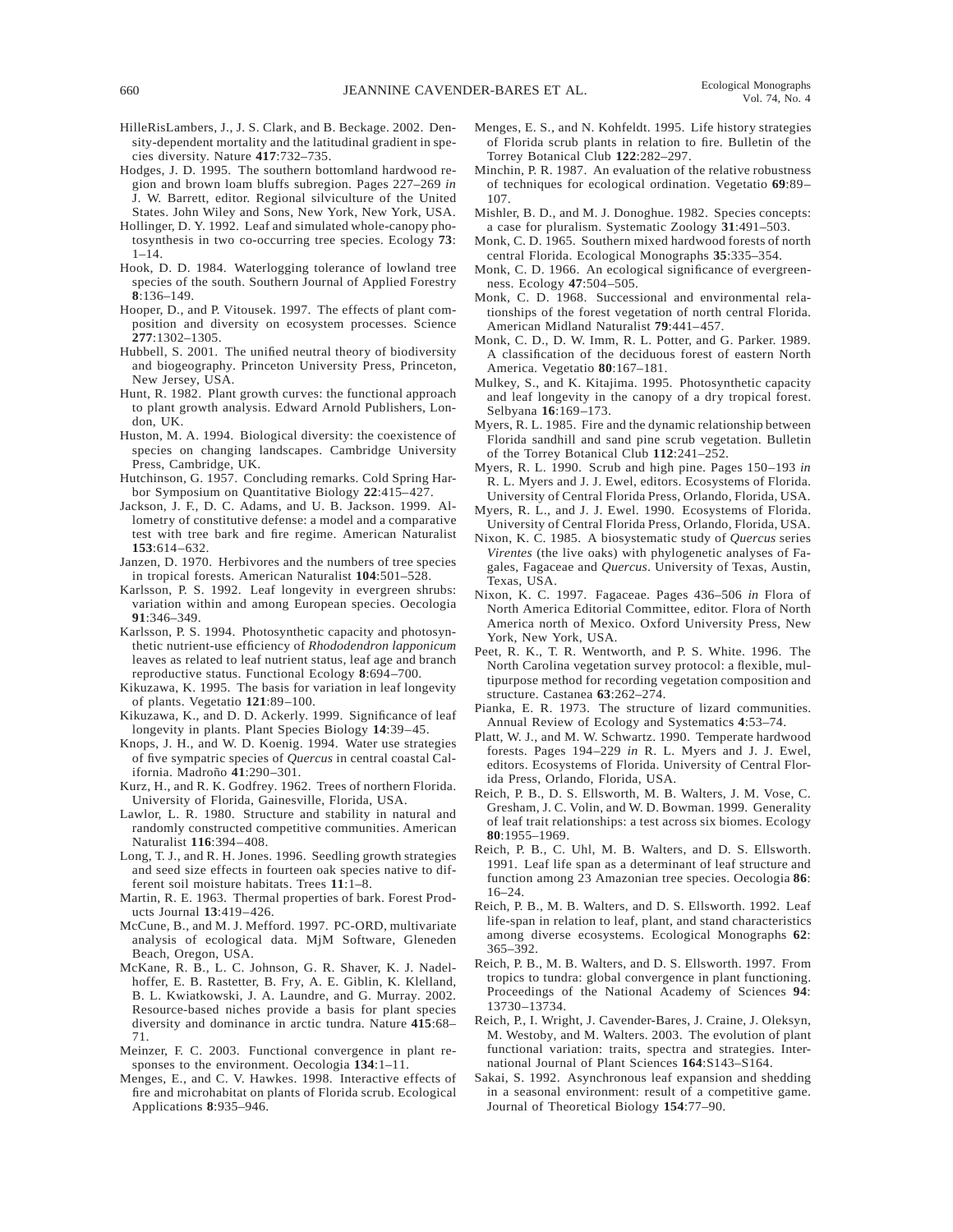HilleRisLambers, J., J. S. Clark, and B. Beckage. 2002. Density-dependent mortality and the latitudinal gradient in species diversity. Nature **417**:732–735.

Hodges, J. D. 1995. The southern bottomland hardwood region and brown loam bluffs subregion. Pages 227–269 *in* J. W. Barrett, editor. Regional silviculture of the United States. John Wiley and Sons, New York, New York, USA.

Hollinger, D. Y. 1992. Leaf and simulated whole-canopy photosynthesis in two co-occurring tree species. Ecology **73**: 1–14.

Hook, D. D. 1984. Waterlogging tolerance of lowland tree species of the south. Southern Journal of Applied Forestry **8**:136–149.

Hooper, D., and P. Vitousek. 1997. The effects of plant composition and diversity on ecosystem processes. Science **277**:1302–1305.

Hubbell, S. 2001. The unified neutral theory of biodiversity and biogeography. Princeton University Press, Princeton, New Jersey, USA.

Hunt, R. 1982. Plant growth curves: the functional approach to plant growth analysis. Edward Arnold Publishers, London, UK.

Huston, M. A. 1994. Biological diversity: the coexistence of species on changing landscapes. Cambridge University Press, Cambridge, UK.

Hutchinson, G. 1957. Concluding remarks. Cold Spring Harbor Symposium on Quantitative Biology **22**:415–427.

Jackson, J. F., D. C. Adams, and U. B. Jackson. 1999. Allometry of constitutive defense: a model and a comparative test with tree bark and fire regime. American Naturalist **153**:614–632.

Janzen, D. 1970. Herbivores and the numbers of tree species in tropical forests. American Naturalist **104**:501–528.

Karlsson, P. S. 1992. Leaf longevity in evergreen shrubs: variation within and among European species. Oecologia **91**:346–349.

Karlsson, P. S. 1994. Photosynthetic capacity and photosynthetic nutrient-use efficiency of *Rhododendron lapponicum* leaves as related to leaf nutrient status, leaf age and branch reproductive status. Functional Ecology **8**:694–700.

Kikuzawa, K. 1995. The basis for variation in leaf longevity of plants. Vegetatio **121**:89–100.

Kikuzawa, K., and D. D. Ackerly. 1999. Significance of leaf longevity in plants. Plant Species Biology **14**:39–45.

Knops, J. H., and W. D. Koenig. 1994. Water use strategies of five sympatric species of *Quercus* in central coastal California. Madroño **41**:290–301.

Kurz, H., and R. K. Godfrey. 1962. Trees of northern Florida. University of Florida, Gainesville, Florida, USA.

Lawlor, L. R. 1980. Structure and stability in natural and randomly constructed competitive communities. American Naturalist **116**:394–408.

Long, T. J., and R. H. Jones. 1996. Seedling growth strategies and seed size effects in fourteen oak species native to different soil moisture habitats. Trees **11**:1–8.

Martin, R. E. 1963. Thermal properties of bark. Forest Products Journal **13**:419–426.

McCune, B., and M. J. Mefford. 1997. PC-ORD, multivariate analysis of ecological data. MjM Software, Gleneden Beach, Oregon, USA.

McKane, R. B., L. C. Johnson, G. R. Shaver, K. J. Nadelhoffer, E. B. Rastetter, B. Fry, A. E. Giblin, K. Klelland, B. L. Kwiatkowski, J. A. Laundre, and G. Murray. 2002. Resource-based niches provide a basis for plant species diversity and dominance in arctic tundra. Nature **415**:68–71.

Meinzer, F. C. 2003. Functional convergence in plant responses to the environment. Oecologia **134**:1–11.

Menges, E., and C. V. Hawkes. 1998. Interactive effects of fire and microhabitat on plants of Florida scrub. Ecological Applications **8**:935–946.

Menges, E. S., and N. Kohfeldt. 1995. Life history strategies of Florida scrub plants in relation to fire. Bulletin of the Torrey Botanical Club **122**:282–297.

Minchin, P. R. 1987. An evaluation of the relative robustness of techniques for ecological ordination. Vegetatio **69**:89–107.

Mishler, B. D., and M. J. Donoghue. 1982. Species concepts: a case for pluralism. Systematic Zoology **31**:491–503.

Monk, C. D. 1965. Southern mixed hardwood forests of north central Florida. Ecological Monographs **35**:335–354.

Monk, C. D. 1966. An ecological significance of evergreenness. Ecology **47**:504–505.

Monk, C. D. 1968. Successional and environmental relationships of the forest vegetation of north central Florida. American Midland Naturalist **79**:441–457.

Monk, C. D., D. W. Imm, R. L. Potter, and G. Parker. 1989. A classification of the deciduous forest of eastern North America. Vegetatio **80**:167–181.

Mulkey, S., and K. Kitajima. 1995. Photosynthetic capacity and leaf longevity in the canopy of a dry tropical forest. Selbyana **16**:169–173.

Myers, R. L. 1985. Fire and the dynamic relationship between Florida sandhill and sand pine scrub vegetation. Bulletin of the Torrey Botanical Club **112**:241–252.

Myers, R. L. 1990. Scrub and high pine. Pages 150–193 *in* R. L. Myers and J. J. Ewel, editors. Ecosystems of Florida. University of Central Florida Press, Orlando, Florida, USA.

Myers, R. L., and J. J. Ewel. 1990. Ecosystems of Florida. University of Central Florida Press, Orlando, Florida, USA.

Nixon, K. C. 1985. A biosystematic study of *Quercus* series *Virentes* (the live oaks) with phylogenetic analyses of Fagales, Fagaceae and *Quercus*. University of Texas, Austin, Texas, USA.

Nixon, K. C. 1997. Fagaceae. Pages 436–506 *in* Flora of North America Editorial Committee, editor. Flora of North America north of Mexico. Oxford University Press, New York, New York, USA.

Peet, R. K., T. R. Wentworth, and P. S. White. 1996. The North Carolina vegetation survey protocol: a flexible, multipurpose method for recording vegetation composition and structure. Castanea **63**:262–274.

Pianka, E. R. 1973. The structure of lizard communities. Annual Review of Ecology and Systematics **4**:53–74.

Platt, W. J., and M. W. Schwartz. 1990. Temperate hardwood forests. Pages 194–229 *in* R. L. Myers and J. J. Ewel, editors. Ecosystems of Florida. University of Central Florida Press, Orlando, Florida, USA.

Reich, P. B., D. S. Ellsworth, M. B. Walters, J. M. Vose, C. Gresham, J. C. Volin, and W. D. Bowman. 1999. Generality of leaf trait relationships: a test across six biomes. Ecology **80**:1955–1969.

Reich, P. B., C. Uhl, M. B. Walters, and D. S. Ellsworth. 1991. Leaf life span as a determinant of leaf structure and function among 23 Amazonian tree species. Oecologia **86**: 16–24.

Reich, P. B., M. B. Walters, and D. S. Ellsworth. 1992. Leaf life-span in relation to leaf, plant, and stand characteristics among diverse ecosystems. Ecological Monographs **62**: 365–392.

Reich, P. B., M. B. Walters, and D. S. Ellsworth. 1997. From tropics to tundra: global convergence in plant functioning. Proceedings of the National Academy of Sciences **94**: 13730–13734.

Reich, P., I. Wright, J. Cavender-Bares, J. Craine, J. Oleksyn, M. Westoby, and M. Walters. 2003. The evolution of plant functional variation: traits, spectra and strategies. International Journal of Plant Sciences **164**:S143–S164.

Sakai, S. 1992. Asynchronous leaf expansion and shedding in a seasonal environment: result of a competitive game. Journal of Theoretical Biology **154**:77–90.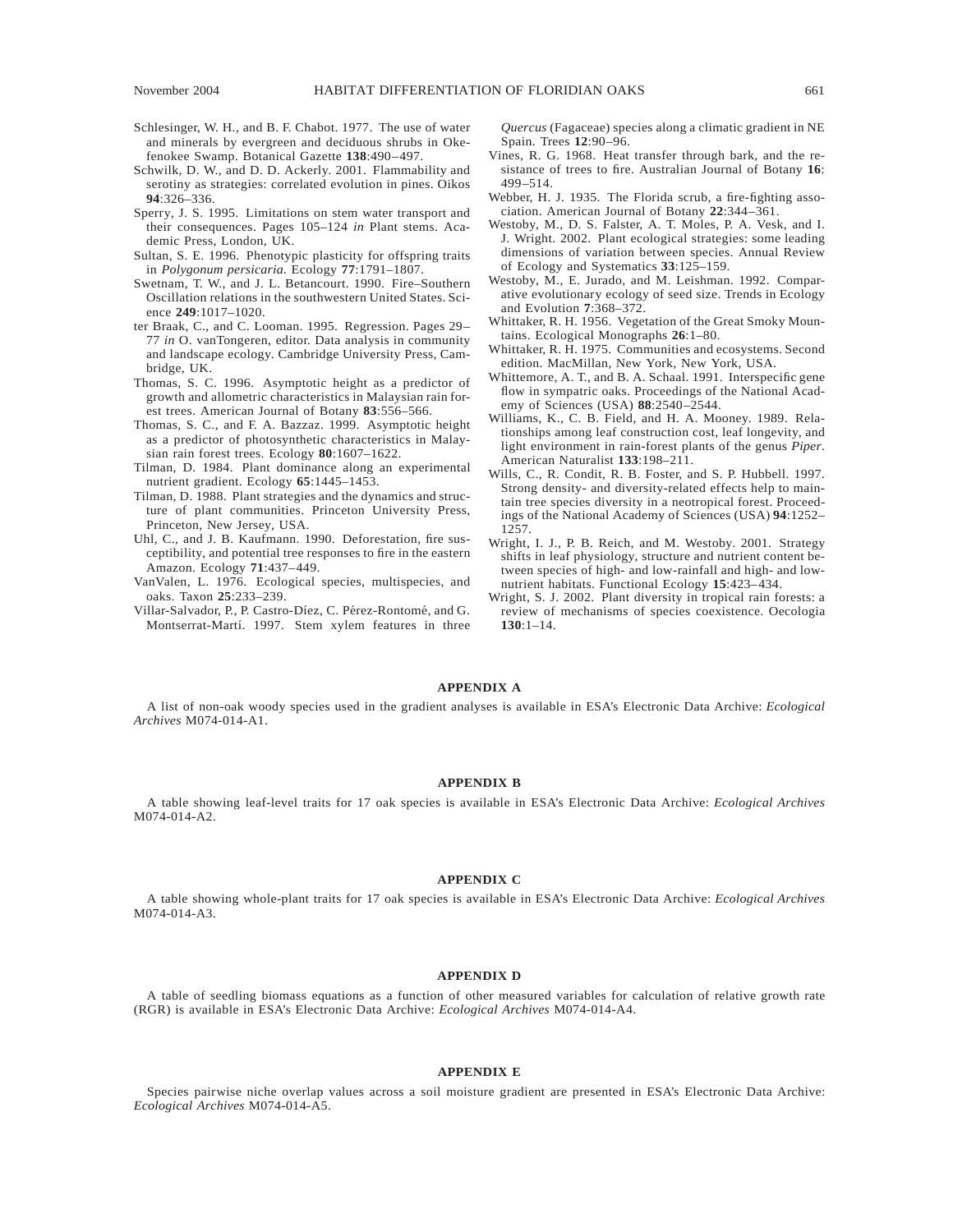Schlesinger, W. H., and B. F. Chabot. 1977. The use of water and minerals by evergreen and deciduous shrubs in Okefenokee Swamp. Botanical Gazette **138**:490–497.

Schwilk, D. W., and D. D. Ackerly. 2001. Flammability and serotiny as strategies: correlated evolution in pines. Oikos **94**:326–336.

Sperry, J. S. 1995. Limitations on stem water transport and their consequences. Pages 105–124 *in* Plant stems. Academic Press, London, UK.

Sultan, S. E. 1996. Phenotypic plasticity for offspring traits in *Polygonum persicaria*. Ecology **77**:1791–1807.

Swetnam, T. W., and J. L. Betancourt. 1990. Fire–Southern Oscillation relations in the southwestern United States. Science **249**:1017–1020.

ter Braak, C., and C. Looman. 1995. Regression. Pages 29–77 *in* O. vanTongeren, editor. Data analysis in community and landscape ecology. Cambridge University Press, Cambridge, UK.

Thomas, S. C. 1996. Asymptotic height as a predictor of growth and allometric characteristics in Malaysian rain forest trees. American Journal of Botany **83**:556–566.

Thomas, S. C., and F. A. Bazzaz. 1999. Asymptotic height as a predictor of photosynthetic characteristics in Malaysian rain forest trees. Ecology **80**:1607–1622.

Tilman, D. 1984. Plant dominance along an experimental nutrient gradient. Ecology **65**:1445–1453.

Tilman, D. 1988. Plant strategies and the dynamics and structure of plant communities. Princeton University Press, Princeton, New Jersey, USA.

Uhl, C., and J. B. Kaufmann. 1990. Deforestation, fire susceptibility, and potential tree responses to fire in the eastern Amazon. Ecology **71**:437–449.

VanValen, L. 1976. Ecological species, multispecies, and oaks. Taxon **25**:233–239.

Villar-Salvador, P., P. Castro-Díez, C. Pérez-Rontomé, and G. Montserrat-Martí. 1997. Stem xylem features in three *Quercus* (Fagaceae) species along a climatic gradient in NE Spain. Trees **12**:90–96.

Vines, R. G. 1968. Heat transfer through bark, and the resistance of trees to fire. Australian Journal of Botany **16**:499–514.

Webber, H. J. 1935. The Florida scrub, a fire-fighting association. American Journal of Botany **22**:344–361.

Westoby, M., D. S. Falster, A. T. Moles, P. A. Vesk, and I. J. Wright. 2002. Plant ecological strategies: some leading dimensions of variation between species. Annual Review of Ecology and Systematics **33**:125–159.

Westoby, M., E. Jurado, and M. Leishman. 1992. Comparative evolutionary ecology of seed size. Trends in Ecology and Evolution **7**:368–372.

Whittaker, R. H. 1956. Vegetation of the Great Smoky Mountains. Ecological Monographs **26**:1–80.

Whittaker, R. H. 1975. Communities and ecosystems. Second edition. MacMillan, New York, New York, USA.

Whittemore, A. T., and B. A. Schaal. 1991. Interspecific gene flow in sympatric oaks. Proceedings of the National Academy of Sciences (USA) **88**:2540–2544.

Williams, K., C. B. Field, and H. A. Mooney. 1989. Relationships among leaf construction cost, leaf longevity, and light environment in rain-forest plants of the genus *Piper*. American Naturalist **133**:198–211.

Wills, C., R. Condit, R. B. Foster, and S. P. Hubbell. 1997. Strong density- and diversity-related effects help to maintain tree species diversity in a neotropical forest. Proceedings of the National Academy of Sciences (USA) **94**:1252–1257.

Wright, I. J., P. B. Reich, and M. Westoby. 2001. Strategy shifts in leaf physiology, structure and nutrient content between species of high- and low-rainfall and high- and low-nutrient habitats. Functional Ecology **15**:423–434.

Wright, S. J. 2002. Plant diversity in tropical rain forests: a review of mechanisms of species coexistence. Oecologia **130**:1–14.

## APPENDIX A

A list of non-oak woody species used in the gradient analyses is available in ESA's Electronic Data Archive: *Ecological Archives* M074-014-A1.

## APPENDIX B

A table showing leaf-level traits for 17 oak species is available in ESA's Electronic Data Archive: *Ecological Archives* M074-014-A2.

## APPENDIX C

A table showing whole-plant traits for 17 oak species is available in ESA's Electronic Data Archive: *Ecological Archives* M074-014-A3.

## APPENDIX D

A table of seedling biomass equations as a function of other measured variables for calculation of relative growth rate (RGR) is available in ESA's Electronic Data Archive: *Ecological Archives* M074-014-A4.

## APPENDIX E

Species pairwise niche overlap values across a soil moisture gradient are presented in ESA's Electronic Data Archive: *Ecological Archives* M074-014-A5.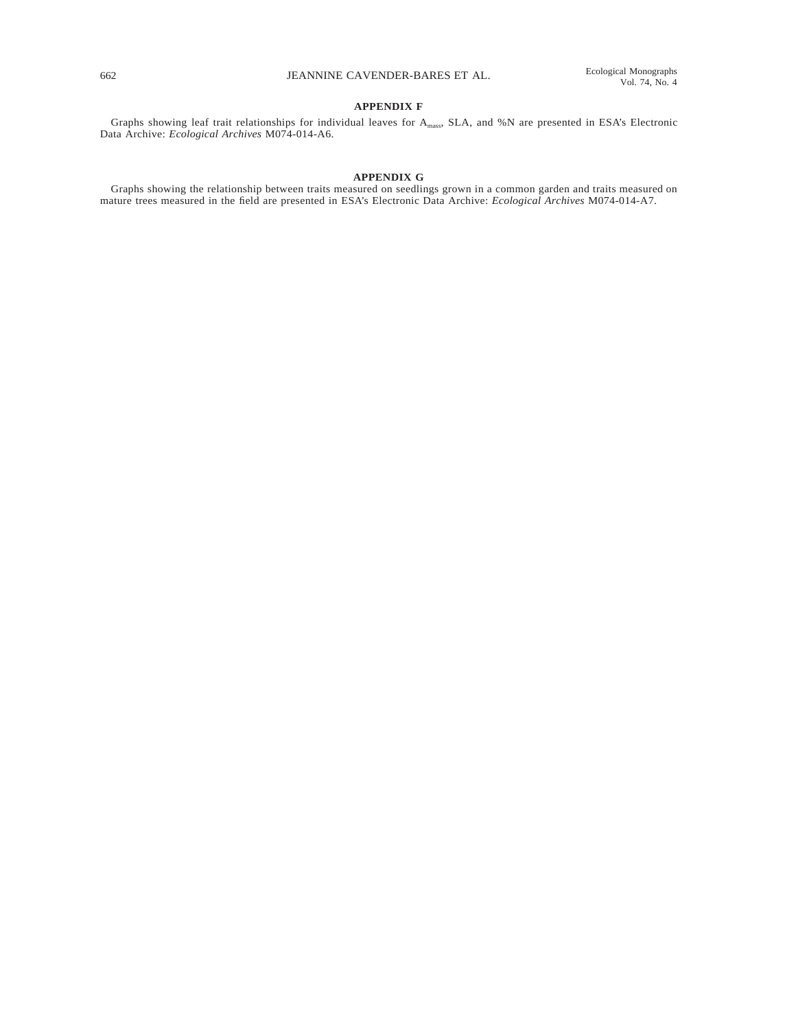## APPENDIX F

Graphs showing leaf trait relationships for individual leaves for $A_{mass}$, SLA, and %N are presented in ESA's Electronic Data Archive: *Ecological Archives* M074-014-A6.

## APPENDIX G

Graphs showing the relationship between traits measured on seedlings grown in a common garden and traits measured on mature trees measured in the field are presented in ESA's Electronic Data Archive: *Ecological Archives* M074-014-A7.